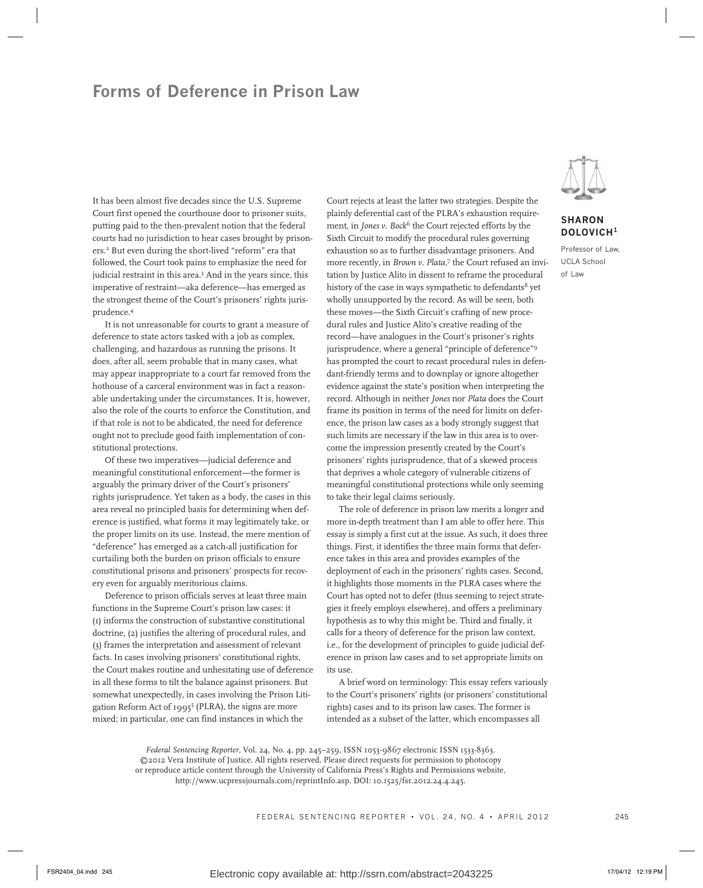# Forms of Deference in Prison Law

**SHARON DOLOVICH[1]**

Professor of Law, UCLA School of Law

It has been almost five decades since the U.S. Supreme Court first opened the courthouse door to prisoner suits, putting paid to the then-prevalent notion that the federal courts had no jurisdiction to hear cases brought by prisoners.[2] But even during the short-lived "reform" era that followed, the Court took pains to emphasize the need for judicial restraint in this area.[3] And in the years since, this imperative of restraint—aka deference—has emerged as the strongest theme of the Court's prisoners' rights jurisprudence.[4]

It is not unreasonable for courts to grant a measure of deference to state actors tasked with a job as complex, challenging, and hazardous as running the prisons. It does, after all, seem probable that in many cases, what may appear inappropriate to a court far removed from the hothouse of a carceral environment was in fact a reasonable undertaking under the circumstances. It is, however, also the role of the courts to enforce the Constitution, and if that role is not to be abdicated, the need for deference ought not to preclude good faith implementation of constitutional protections.

Of these two imperatives—judicial deference and meaningful constitutional enforcement—the former is arguably the primary driver of the Court's prisoners' rights jurisprudence. Yet taken as a body, the cases in this area reveal no principled basis for determining when deference is justified, what forms it may legitimately take, or the proper limits on its use. Instead, the mere mention of "deference" has emerged as a catch-all justification for curtailing both the burden on prison officials to ensure constitutional prisons and prisoners' prospects for recovery even for arguably meritorious claims.

Deference to prison officials serves at least three main functions in the Supreme Court's prison law cases: it (1) informs the construction of substantive constitutional doctrine, (2) justifies the altering of procedural rules, and (3) frames the interpretation and assessment of relevant facts. In cases involving prisoners' constitutional rights, the Court makes routine and unhesitating use of deference in all these forms to tilt the balance against prisoners. But somewhat unexpectedly, in cases involving the Prison Litigation Reform Act of 1995[5] (PLRA), the signs are more mixed; in particular, one can find instances in which the Court rejects at least the latter two strategies. Despite the plainly deferential cast of the PLRA's exhaustion requirement, in *Jones v. Bock*[6] the Court rejected efforts by the Sixth Circuit to modify the procedural rules governing exhaustion so as to further disadvantage prisoners. And more recently, in *Brown v. Plata*,[7] the Court refused an invitation by Justice Alito in dissent to reframe the procedural history of the case in ways sympathetic to defendants[8] yet wholly unsupported by the record. As will be seen, both these moves—the Sixth Circuit's crafting of new procedural rules and Justice Alito's creative reading of the record—have analogues in the Court's prisoner's rights jurisprudence, where a general "principle of deference"[9] has prompted the court to recast procedural rules in defendant-friendly terms and to downplay or ignore altogether evidence against the state's position when interpreting the record. Although in neither *Jones* nor *Plata* does the Court frame its position in terms of the need for limits on deference, the prison law cases as a body strongly suggest that such limits are necessary if the law in this area is to overcome the impression presently created by the Court's prisoners' rights jurisprudence, that of a skewed process that deprives a whole category of vulnerable citizens of meaningful constitutional protections while only seeming to take their legal claims seriously.

The role of deference in prison law merits a longer and more in-depth treatment than I am able to offer here. This essay is simply a first cut at the issue. As such, it does three things. First, it identifies the three main forms that deference takes in this area and provides examples of the deployment of each in the prisoners' rights cases. Second, it highlights those moments in the PLRA cases where the Court has opted not to defer (thus seeming to reject strategies it freely employs elsewhere), and offers a preliminary hypothesis as to why this might be. Third and finally, it calls for a theory of deference for the prison law context, i.e., for the development of principles to guide judicial deference in prison law cases and to set appropriate limits on its use.

A brief word on terminology: This essay refers variously to the Court's prisoners' rights (or prisoners' constitutional rights) cases and to its prison law cases. The former is intended as a subset of the latter, which encompasses all

*Federal Sentencing Reporter*, Vol. 24, No. 4, pp. 245–259, ISSN 1053-9867 electronic ISSN 1533-8363. ©2012 Vera Institute of Justice. All rights reserved. Please direct requests for permission to photocopy or reproduce article content through the University of California Press's Rights and Permissions website, http://www.ucpressjournals.com/reprintInfo.asp. DOI: 10.1525/fsr.2012.24.4.245.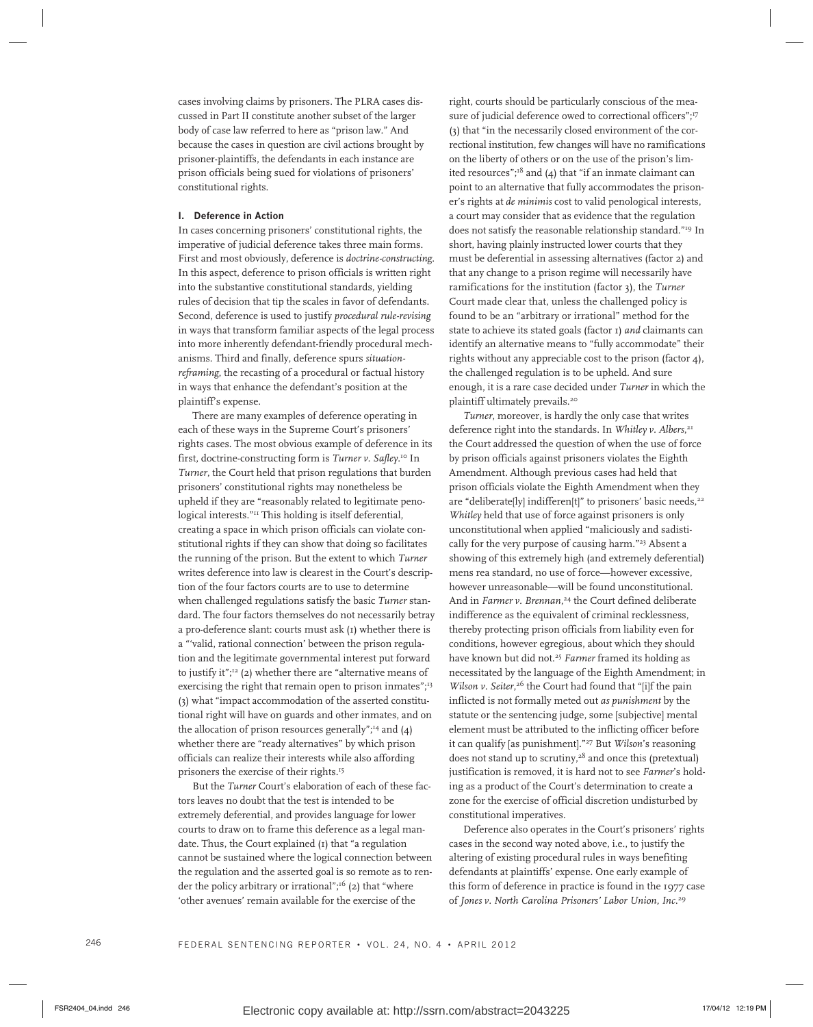cases involving claims by prisoners. The PLRA cases discussed in Part II constitute another subset of the larger body of case law referred to here as "prison law." And because the cases in question are civil actions brought by prisoner-plaintiffs, the defendants in each instance are prison officials being sued for violations of prisoners' constitutional rights.

## I. Deference in Action

In cases concerning prisoners' constitutional rights, the imperative of judicial deference takes three main forms. First and most obviously, deference is *doctrine-constructing*. In this aspect, deference to prison officials is written right into the substantive constitutional standards, yielding rules of decision that tip the scales in favor of defendants. Second, deference is used to justify *procedural rule-revising* in ways that transform familiar aspects of the legal process into more inherently defendant-friendly procedural mechanisms. Third and finally, deference spurs *situation-reframing*, the recasting of a procedural or factual history in ways that enhance the defendant's position at the plaintiff's expense.

There are many examples of deference operating in each of these ways in the Supreme Court's prisoners' rights cases. The most obvious example of deference in its first, doctrine-constructing form is *Turner v. Safley*.[10] In *Turner*, the Court held that prison regulations that burden prisoners' constitutional rights may nonetheless be upheld if they are "reasonably related to legitimate penological interests."[11] This holding is itself deferential, creating a space in which prison officials can violate constitutional rights if they can show that doing so facilitates the running of the prison. But the extent to which *Turner* writes deference into law is clearest in the Court's description of the four factors courts are to use to determine when challenged regulations satisfy the basic *Turner* standard. The four factors themselves do not necessarily betray a pro-deference slant: courts must ask (1) whether there is a "'valid, rational connection' between the prison regulation and the legitimate governmental interest put forward to justify it";[12] (2) whether there are "alternative means of exercising the right that remain open to prison inmates";[13] (3) what "impact accommodation of the asserted constitutional right will have on guards and other inmates, and on the allocation of prison resources generally";[14] and (4) whether there are "ready alternatives" by which prison officials can realize their interests while also affording prisoners the exercise of their rights.[15]

But the *Turner* Court's elaboration of each of these factors leaves no doubt that the test is intended to be extremely deferential, and provides language for lower courts to draw on to frame this deference as a legal mandate. Thus, the Court explained (1) that "a regulation cannot be sustained where the logical connection between the regulation and the asserted goal is so remote as to render the policy arbitrary or irrational";[16] (2) that "where 'other avenues' remain available for the exercise of the right, courts should be particularly conscious of the measure of judicial deference owed to correctional officers";[17] (3) that "in the necessarily closed environment of the correctional institution, few changes will have no ramifications on the liberty of others or on the use of the prison's limited resources";[18] and (4) that "if an inmate claimant can point to an alternative that fully accommodates the prisoner's rights at *de minimis* cost to valid penological interests, a court may consider that as evidence that the regulation does not satisfy the reasonable relationship standard."[19] In short, having plainly instructed lower courts that they must be deferential in assessing alternatives (factor 2) and that any change to a prison regime will necessarily have ramifications for the institution (factor 3), the *Turner* Court made clear that, unless the challenged policy is found to be an "arbitrary or irrational" method for the state to achieve its stated goals (factor 1) *and* claimants can identify an alternative means to "fully accommodate" their rights without any appreciable cost to the prison (factor 4), the challenged regulation is to be upheld. And sure enough, it is a rare case decided under *Turner* in which the plaintiff ultimately prevails.[20]

*Turner*, moreover, is hardly the only case that writes deference right into the standards. In *Whitley v. Albers*,[21] the Court addressed the question of when the use of force by prison officials against prisoners violates the Eighth Amendment. Although previous cases had held that prison officials violate the Eighth Amendment when they are "deliberate[ly] indifferen[t]" to prisoners' basic needs,[22] *Whitley* held that use of force against prisoners is only unconstitutional when applied "maliciously and sadistically for the very purpose of causing harm."[23] Absent a showing of this extremely high (and extremely deferential) mens rea standard, no use of force—however excessive, however unreasonable—will be found unconstitutional. And in *Farmer v. Brennan*,[24] the Court defined deliberate indifference as the equivalent of criminal recklessness, thereby protecting prison officials from liability even for conditions, however egregious, about which they should have known but did not.[25] *Farmer* framed its holding as necessitated by the language of the Eighth Amendment; in *Wilson v. Seiter*,[26] the Court had found that "[i]f the pain inflicted is not formally meted out *as punishment* by the statute or the sentencing judge, some [subjective] mental element must be attributed to the inflicting officer before it can qualify [as punishment]."[27] But *Wilson*'s reasoning does not stand up to scrutiny,[28] and once this (pretextual) justification is removed, it is hard not to see *Farmer*'s holding as a product of the Court's determination to create a zone for the exercise of official discretion undisturbed by constitutional imperatives.

Deference also operates in the Court's prisoners' rights cases in the second way noted above, i.e., to justify the altering of existing procedural rules in ways benefiting defendants at plaintiffs' expense. One early example of this form of deference in practice is found in the 1977 case of *Jones v. North Carolina Prisoners' Labor Union, Inc.*[29]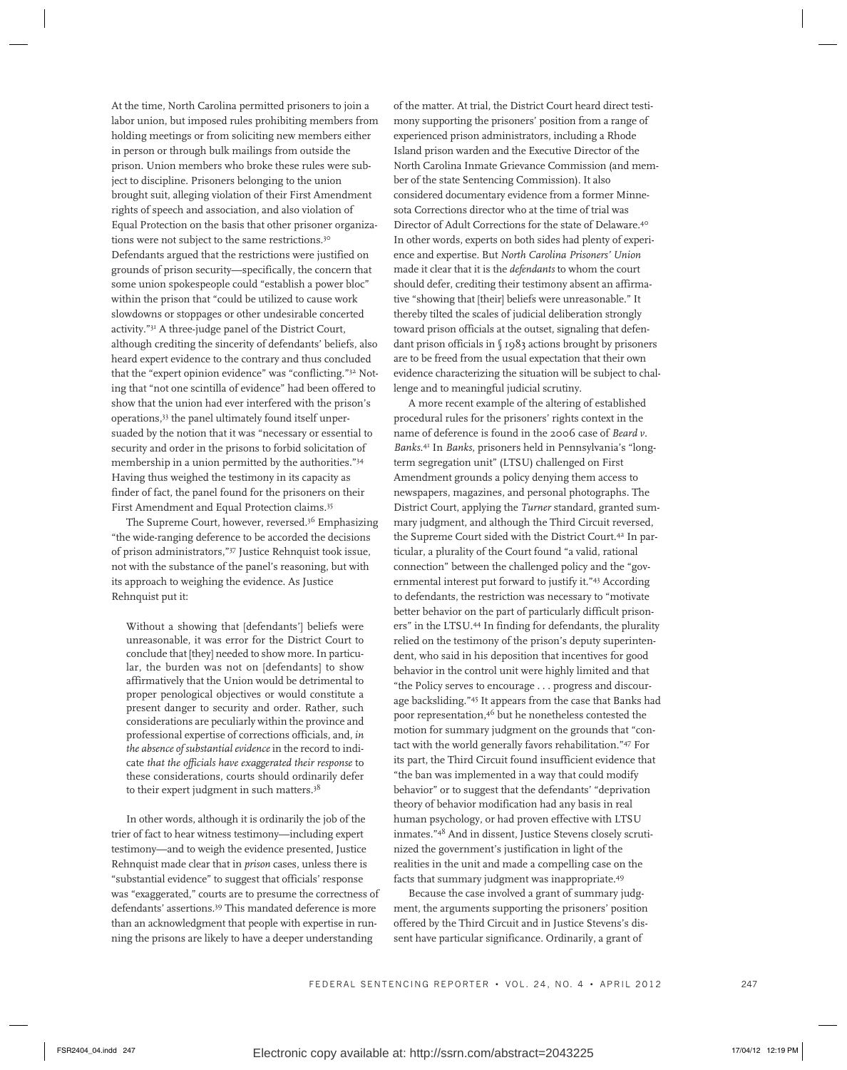At the time, North Carolina permitted prisoners to join a labor union, but imposed rules prohibiting members from holding meetings or from soliciting new members either in person or through bulk mailings from outside the prison. Union members who broke these rules were subject to discipline. Prisoners belonging to the union brought suit, alleging violation of their First Amendment rights of speech and association, and also violation of Equal Protection on the basis that other prisoner organizations were not subject to the same restrictions.[30] Defendants argued that the restrictions were justified on grounds of prison security—specifically, the concern that some union spokespeople could "establish a power bloc" within the prison that "could be utilized to cause work slowdowns or stoppages or other undesirable concerted activity."[31] A three-judge panel of the District Court, although crediting the sincerity of defendants' beliefs, also heard expert evidence to the contrary and thus concluded that the "expert opinion evidence" was "conflicting."[32] Noting that "not one scintilla of evidence" had been offered to show that the union had ever interfered with the prison's operations,[33] the panel ultimately found itself unpersuaded by the notion that it was "necessary or essential to security and order in the prisons to forbid solicitation of membership in a union permitted by the authorities."[34] Having thus weighed the testimony in its capacity as finder of fact, the panel found for the prisoners on their First Amendment and Equal Protection claims.[35]

The Supreme Court, however, reversed.[36] Emphasizing "the wide-ranging deference to be accorded the decisions of prison administrators,"[37] Justice Rehnquist took issue, not with the substance of the panel's reasoning, but with its approach to weighing the evidence. As Justice Rehnquist put it:

> Without a showing that [defendants'] beliefs were unreasonable, it was error for the District Court to conclude that [they] needed to show more. In particular, the burden was not on [defendants] to show affirmatively that the Union would be detrimental to proper penological objectives or would constitute a present danger to security and order. Rather, such considerations are peculiarly within the province and professional expertise of corrections officials, and, *in the absence of substantial evidence* in the record to indicate *that the officials have exaggerated their response* to these considerations, courts should ordinarily defer to their expert judgment in such matters.[38]

In other words, although it is ordinarily the job of the trier of fact to hear witness testimony—including expert testimony—and to weigh the evidence presented, Justice Rehnquist made clear that in *prison* cases, unless there is "substantial evidence" to suggest that officials' response was "exaggerated," courts are to presume the correctness of defendants' assertions.[39] This mandated deference is more than an acknowledgment that people with expertise in running the prisons are likely to have a deeper understanding of the matter. At trial, the District Court heard direct testimony supporting the prisoners' position from a range of experienced prison administrators, including a Rhode Island prison warden and the Executive Director of the North Carolina Inmate Grievance Commission (and member of the state Sentencing Commission). It also considered documentary evidence from a former Minnesota Corrections director who at the time of trial was Director of Adult Corrections for the state of Delaware.[40] In other words, experts on both sides had plenty of experience and expertise. But *North Carolina Prisoners' Union* made it clear that it is the *defendants* to whom the court should defer, crediting their testimony absent an affirmative "showing that [their] beliefs were unreasonable." It thereby tilted the scales of judicial deliberation strongly toward prison officials at the outset, signaling that defendant prison officials in § 1983 actions brought by prisoners are to be freed from the usual expectation that their own evidence characterizing the situation will be subject to challenge and to meaningful judicial scrutiny.

A more recent example of the altering of established procedural rules for the prisoners' rights context in the name of deference is found in the 2006 case of *Beard v. Banks*.[41] In *Banks*, prisoners held in Pennsylvania's "long-term segregation unit" (LTSU) challenged on First Amendment grounds a policy denying them access to newspapers, magazines, and personal photographs. The District Court, applying the *Turner* standard, granted summary judgment, and although the Third Circuit reversed, the Supreme Court sided with the District Court.[42] In particular, a plurality of the Court found "a valid, rational connection" between the challenged policy and the "governmental interest put forward to justify it."[43] According to defendants, the restriction was necessary to "motivate better behavior on the part of particularly difficult prisoners" in the LTSU.[44] In finding for defendants, the plurality relied on the testimony of the prison's deputy superintendent, who said in his deposition that incentives for good behavior in the control unit were highly limited and that "the Policy serves to encourage . . . progress and discourage backsliding."[45] It appears from the case that Banks had poor representation,[46] but he nonetheless contested the motion for summary judgment on the grounds that "contact with the world generally favors rehabilitation."[47] For its part, the Third Circuit found insufficient evidence that "the ban was implemented in a way that could modify behavior" or to suggest that the defendants' "deprivation theory of behavior modification had any basis in real human psychology, or had proven effective with LTSU inmates."[48] And in dissent, Justice Stevens closely scrutinized the government's justification in light of the realities in the unit and made a compelling case on the facts that summary judgment was inappropriate.[49]

Because the case involved a grant of summary judgment, the arguments supporting the prisoners' position offered by the Third Circuit and in Justice Stevens's dissent have particular significance. Ordinarily, a grant of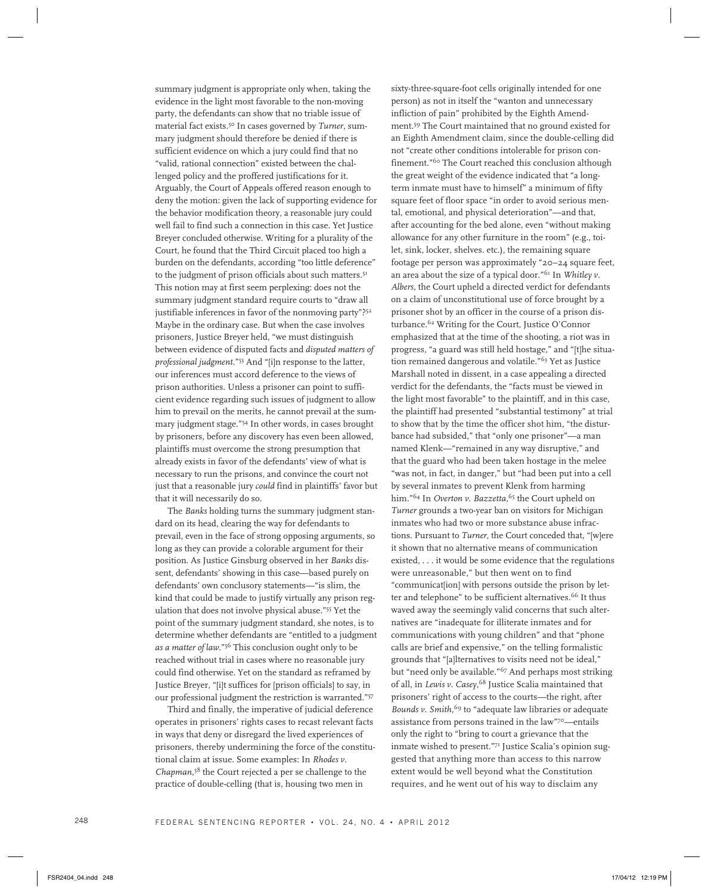summary judgment is appropriate only when, taking the evidence in the light most favorable to the non-moving party, the defendants can show that no triable issue of material fact exists.[50] In cases governed by *Turner*, summary judgment should therefore be denied if there is sufficient evidence on which a jury could find that no "valid, rational connection" existed between the challenged policy and the proffered justifications for it. Arguably, the Court of Appeals offered reason enough to deny the motion: given the lack of supporting evidence for the behavior modification theory, a reasonable jury could well fail to find such a connection in this case. Yet Justice Breyer concluded otherwise. Writing for a plurality of the Court, he found that the Third Circuit placed too high a burden on the defendants, according "too little deference" to the judgment of prison officials about such matters.[51] This notion may at first seem perplexing: does not the summary judgment standard require courts to "draw all justifiable inferences in favor of the nonmoving party"?[52] Maybe in the ordinary case. But when the case involves prisoners, Justice Breyer held, "we must distinguish between evidence of disputed facts and *disputed matters of professional judgment*."[53] And "[i]n response to the latter, our inferences must accord deference to the views of prison authorities. Unless a prisoner can point to sufficient evidence regarding such issues of judgment to allow him to prevail on the merits, he cannot prevail at the summary judgment stage."[54] In other words, in cases brought by prisoners, before any discovery has even been allowed, plaintiffs must overcome the strong presumption that already exists in favor of the defendants' view of what is necessary to run the prisons, and convince the court not just that a reasonable jury *could* find in plaintiffs' favor but that it will necessarily do so.

The *Banks* holding turns the summary judgment standard on its head, clearing the way for defendants to prevail, even in the face of strong opposing arguments, so long as they can provide a colorable argument for their position. As Justice Ginsburg observed in her *Banks* dissent, defendants' showing in this case—based purely on defendants' own conclusory statements—"is slim, the kind that could be made to justify virtually any prison regulation that does not involve physical abuse."[55] Yet the point of the summary judgment standard, she notes, is to determine whether defendants are "entitled to a judgment *as a matter of law*."[56] This conclusion ought only to be reached without trial in cases where no reasonable jury could find otherwise. Yet on the standard as reframed by Justice Breyer, "[i]t suffices for [prison officials] to say, in our professional judgment the restriction is warranted."[57]

Third and finally, the imperative of judicial deference operates in prisoners' rights cases to recast relevant facts in ways that deny or disregard the lived experiences of prisoners, thereby undermining the force of the constitutional claim at issue. Some examples: In *Rhodes v. Chapman*,[58] the Court rejected a per se challenge to the practice of double-celling (that is, housing two men in sixty-three-square-foot cells originally intended for one person) as not in itself the "wanton and unnecessary infliction of pain" prohibited by the Eighth Amendment.[59] The Court maintained that no ground existed for an Eighth Amendment claim, since the double-celling did not "create other conditions intolerable for prison confinement."[60] The Court reached this conclusion although the great weight of the evidence indicated that "a long-term inmate must have to himself" a minimum of fifty square feet of floor space "in order to avoid serious mental, emotional, and physical deterioration"—and that, after accounting for the bed alone, even "without making allowance for any other furniture in the room" (e.g., toilet, sink, locker, shelves. etc.), the remaining square footage per person was approximately "20–24 square feet, an area about the size of a typical door."[61] In *Whitley v. Albers*, the Court upheld a directed verdict for defendants on a claim of unconstitutional use of force brought by a prisoner shot by an officer in the course of a prison disturbance.[62] Writing for the Court, Justice O'Connor emphasized that at the time of the shooting, a riot was in progress, "a guard was still held hostage," and "[t]he situation remained dangerous and volatile."[63] Yet as Justice Marshall noted in dissent, in a case appealing a directed verdict for the defendants, the "facts must be viewed in the light most favorable" to the plaintiff, and in this case, the plaintiff had presented "substantial testimony" at trial to show that by the time the officer shot him, "the disturbance had subsided," that "only one prisoner"—a man named Klenk—"remained in any way disruptive," and that the guard who had been taken hostage in the melee "was not, in fact, in danger," but "had been put into a cell by several inmates to prevent Klenk from harming him."[64] In *Overton v. Bazzetta*,[65] the Court upheld on *Turner* grounds a two-year ban on visitors for Michigan inmates who had two or more substance abuse infractions. Pursuant to *Turner*, the Court conceded that, "[w]ere it shown that no alternative means of communication existed, . . . it would be some evidence that the regulations were unreasonable," but then went on to find "communicat[ion] with persons outside the prison by letter and telephone" to be sufficient alternatives.[66] It thus waved away the seemingly valid concerns that such alternatives are "inadequate for illiterate inmates and for communications with young children" and that "phone calls are brief and expensive," on the telling formalistic grounds that "[a]lternatives to visits need not be ideal," but "need only be available."[67] And perhaps most striking of all, in *Lewis v. Casey*,[68] Justice Scalia maintained that prisoners' right of access to the courts—the right, after *Bounds v. Smith*,[69] to "adequate law libraries or adequate assistance from persons trained in the law"[70]—entails only the right to "bring to court a grievance that the inmate wished to present."[71] Justice Scalia's opinion suggested that anything more than access to this narrow extent would be well beyond what the Constitution requires, and he went out of his way to disclaim any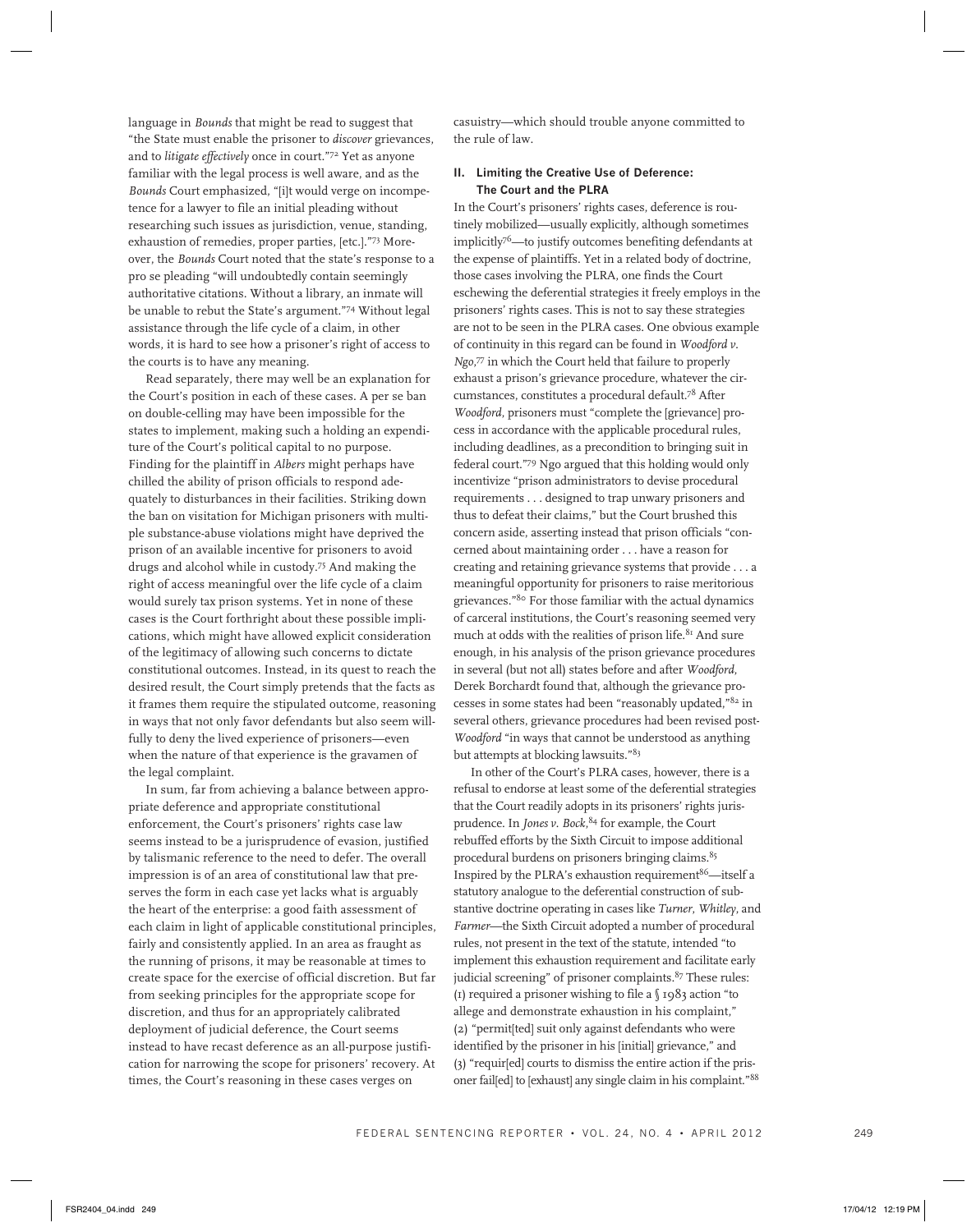language in *Bounds* that might be read to suggest that "the State must enable the prisoner to *discover* grievances, and to *litigate effectively* once in court."[72] Yet as anyone familiar with the legal process is well aware, and as the *Bounds* Court emphasized, "[i]t would verge on incompetence for a lawyer to file an initial pleading without researching such issues as jurisdiction, venue, standing, exhaustion of remedies, proper parties, [etc.]."[73] Moreover, the *Bounds* Court noted that the state's response to a pro se pleading "will undoubtedly contain seemingly authoritative citations. Without a library, an inmate will be unable to rebut the State's argument."[74] Without legal assistance through the life cycle of a claim, in other words, it is hard to see how a prisoner's right of access to the courts is to have any meaning.

Read separately, there may well be an explanation for the Court's position in each of these cases. A per se ban on double-celling may have been impossible for the states to implement, making such a holding an expenditure of the Court's political capital to no purpose. Finding for the plaintiff in *Albers* might perhaps have chilled the ability of prison officials to respond adequately to disturbances in their facilities. Striking down the ban on visitation for Michigan prisoners with multiple substance-abuse violations might have deprived the prison of an available incentive for prisoners to avoid drugs and alcohol while in custody.[75] And making the right of access meaningful over the life cycle of a claim would surely tax prison systems. Yet in none of these cases is the Court forthright about these possible implications, which might have allowed explicit consideration of the legitimacy of allowing such concerns to dictate constitutional outcomes. Instead, in its quest to reach the desired result, the Court simply pretends that the facts as it frames them require the stipulated outcome, reasoning in ways that not only favor defendants but also seem willfully to deny the lived experience of prisoners—even when the nature of that experience is the gravamen of the legal complaint.

In sum, far from achieving a balance between appropriate deference and appropriate constitutional enforcement, the Court's prisoners' rights case law seems instead to be a jurisprudence of evasion, justified by talismanic reference to the need to defer. The overall impression is of an area of constitutional law that preserves the form in each case yet lacks what is arguably the heart of the enterprise: a good faith assessment of each claim in light of applicable constitutional principles, fairly and consistently applied. In an area as fraught as the running of prisons, it may be reasonable at times to create space for the exercise of official discretion. But far from seeking principles for the appropriate scope for discretion, and thus for an appropriately calibrated deployment of judicial deference, the Court seems instead to have recast deference as an all-purpose justification for narrowing the scope for prisoners' recovery. At times, the Court's reasoning in these cases verges on casuistry—which should trouble anyone committed to the rule of law.

## II. Limiting the Creative Use of Deference: The Court and the PLRA

In the Court's prisoners' rights cases, deference is routinely mobilized—usually explicitly, although sometimes implicitly[76]—to justify outcomes benefiting defendants at the expense of plaintiffs. Yet in a related body of doctrine, those cases involving the PLRA, one finds the Court eschewing the deferential strategies it freely employs in the prisoners' rights cases. This is not to say these strategies are not to be seen in the PLRA cases. One obvious example of continuity in this regard can be found in *Woodford v. Ngo*,[77] in which the Court held that failure to properly exhaust a prison's grievance procedure, whatever the circumstances, constitutes a procedural default.[78] After *Woodford*, prisoners must "complete the [grievance] process in accordance with the applicable procedural rules, including deadlines, as a precondition to bringing suit in federal court."[79] Ngo argued that this holding would only incentivize "prison administrators to devise procedural requirements . . . designed to trap unwary prisoners and thus to defeat their claims," but the Court brushed this concern aside, asserting instead that prison officials "concerned about maintaining order . . . have a reason for creating and retaining grievance systems that provide . . . a meaningful opportunity for prisoners to raise meritorious grievances."[80] For those familiar with the actual dynamics of carceral institutions, the Court's reasoning seemed very much at odds with the realities of prison life.[81] And sure enough, in his analysis of the prison grievance procedures in several (but not all) states before and after *Woodford*, Derek Borchardt found that, although the grievance processes in some states had been "reasonably updated,"[82] in several others, grievance procedures had been revised post-*Woodford* "in ways that cannot be understood as anything but attempts at blocking lawsuits."[83]

In other of the Court's PLRA cases, however, there is a refusal to endorse at least some of the deferential strategies that the Court readily adopts in its prisoners' rights jurisprudence. In *Jones v. Bock*,[84] for example, the Court rebuffed efforts by the Sixth Circuit to impose additional procedural burdens on prisoners bringing claims.[85] Inspired by the PLRA's exhaustion requirement[86]—itself a statutory analogue to the deferential construction of substantive doctrine operating in cases like *Turner*, *Whitley*, and *Farmer*—the Sixth Circuit adopted a number of procedural rules, not present in the text of the statute, intended "to implement this exhaustion requirement and facilitate early judicial screening" of prisoner complaints.[87] These rules: (1) required a prisoner wishing to file a § 1983 action "to allege and demonstrate exhaustion in his complaint," (2) "permit[ted] suit only against defendants who were identified by the prisoner in his [initial] grievance," and (3) "requir[ed] courts to dismiss the entire action if the prisoner fail[ed] to [exhaust] any single claim in his complaint."[88]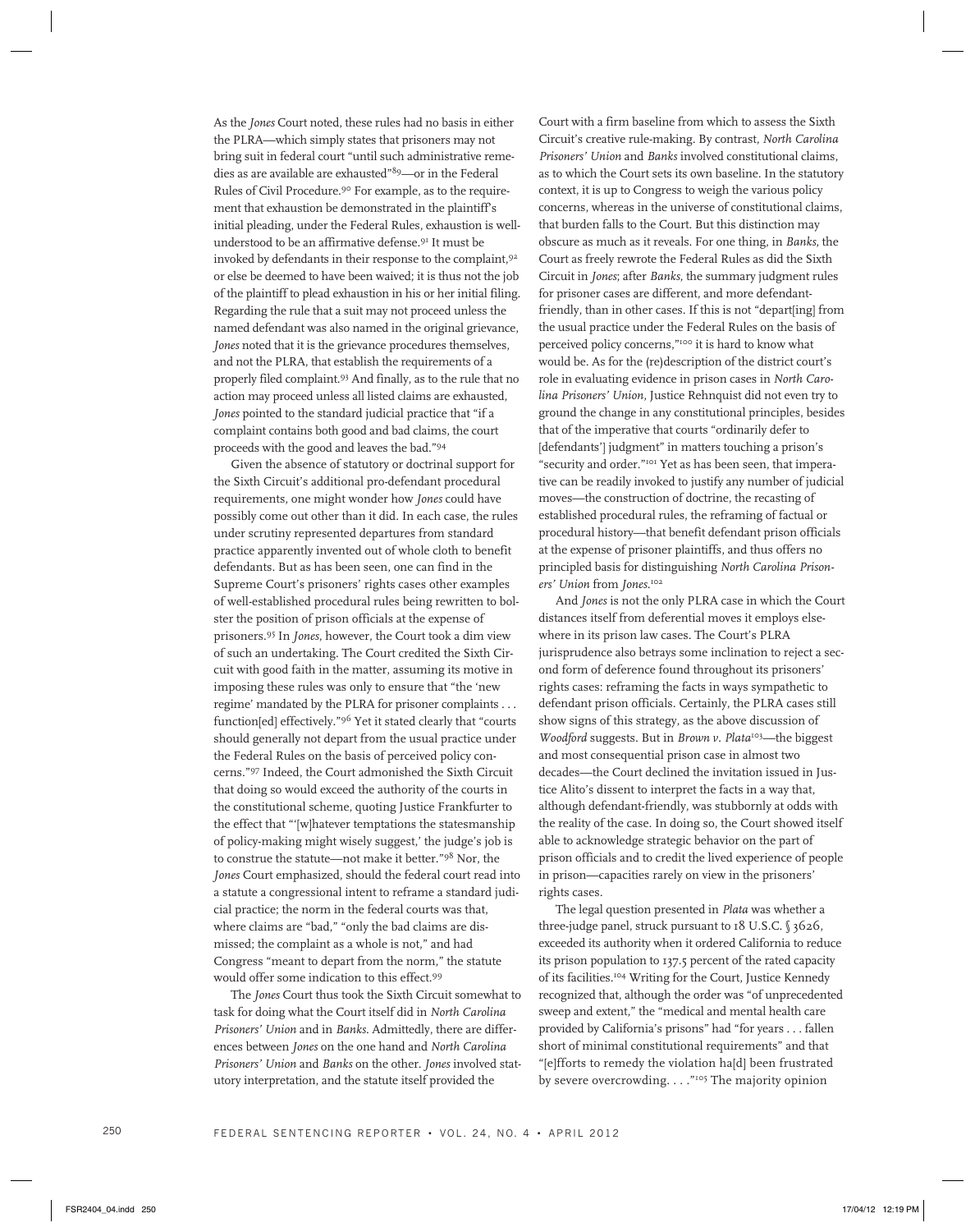As the *Jones* Court noted, these rules had no basis in either the PLRA—which simply states that prisoners may not bring suit in federal court "until such administrative remedies as are available are exhausted"[89]—or in the Federal Rules of Civil Procedure.[90] For example, as to the requirement that exhaustion be demonstrated in the plaintiff's initial pleading, under the Federal Rules, exhaustion is well-understood to be an affirmative defense.[91] It must be invoked by defendants in their response to the complaint,[92] or else be deemed to have been waived; it is thus not the job of the plaintiff to plead exhaustion in his or her initial filing. Regarding the rule that a suit may not proceed unless the named defendant was also named in the original grievance, *Jones* noted that it is the grievance procedures themselves, and not the PLRA, that establish the requirements of a properly filed complaint.[93] And finally, as to the rule that no action may proceed unless all listed claims are exhausted, *Jones* pointed to the standard judicial practice that "if a complaint contains both good and bad claims, the court proceeds with the good and leaves the bad."[94]

Given the absence of statutory or doctrinal support for the Sixth Circuit's additional pro-defendant procedural requirements, one might wonder how *Jones* could have possibly come out other than it did. In each case, the rules under scrutiny represented departures from standard practice apparently invented out of whole cloth to benefit defendants. But as has been seen, one can find in the Supreme Court's prisoners' rights cases other examples of well-established procedural rules being rewritten to bolster the position of prison officials at the expense of prisoners.[95] In *Jones*, however, the Court took a dim view of such an undertaking. The Court credited the Sixth Circuit with good faith in the matter, assuming its motive in imposing these rules was only to ensure that "the 'new regime' mandated by the PLRA for prisoner complaints . . . function[ed] effectively."[96] Yet it stated clearly that "courts should generally not depart from the usual practice under the Federal Rules on the basis of perceived policy concerns."[97] Indeed, the Court admonished the Sixth Circuit that doing so would exceed the authority of the courts in the constitutional scheme, quoting Justice Frankfurter to the effect that "'[w]hatever temptations the statesmanship of policy-making might wisely suggest,' the judge's job is to construe the statute—not make it better."[98] Nor, the *Jones* Court emphasized, should the federal court read into a statute a congressional intent to reframe a standard judicial practice; the norm in the federal courts was that, where claims are "bad," "only the bad claims are dismissed; the complaint as a whole is not," and had Congress "meant to depart from the norm," the statute would offer some indication to this effect.[99]

The *Jones* Court thus took the Sixth Circuit somewhat to task for doing what the Court itself did in *North Carolina Prisoners' Union* and in *Banks*. Admittedly, there are differences between *Jones* on the one hand and *North Carolina Prisoners' Union* and *Banks* on the other. *Jones* involved statutory interpretation, and the statute itself provided the Court with a firm baseline from which to assess the Sixth Circuit's creative rule-making. By contrast, *North Carolina Prisoners' Union* and *Banks* involved constitutional claims, as to which the Court sets its own baseline. In the statutory context, it is up to Congress to weigh the various policy concerns, whereas in the universe of constitutional claims, that burden falls to the Court. But this distinction may obscure as much as it reveals. For one thing, in *Banks*, the Court as freely rewrote the Federal Rules as did the Sixth Circuit in *Jones*; after *Banks*, the summary judgment rules for prisoner cases are different, and more defendant-friendly, than in other cases. If this is not "depart[ing] from the usual practice under the Federal Rules on the basis of perceived policy concerns,"[100] it is hard to know what would be. As for the (re)description of the district court's role in evaluating evidence in prison cases in *North Carolina Prisoners' Union*, Justice Rehnquist did not even try to ground the change in any constitutional principles, besides that of the imperative that courts "ordinarily defer to [defendants'] judgment" in matters touching a prison's "security and order."[101] Yet as has been seen, that imperative can be readily invoked to justify any number of judicial moves—the construction of doctrine, the recasting of established procedural rules, the reframing of factual or procedural history—that benefit defendant prison officials at the expense of prisoner plaintiffs, and thus offers no principled basis for distinguishing *North Carolina Prisoners' Union* from *Jones*.[102]

And *Jones* is not the only PLRA case in which the Court distances itself from deferential moves it employs elsewhere in its prison law cases. The Court's PLRA jurisprudence also betrays some inclination to reject a second form of deference found throughout its prisoners' rights cases: reframing the facts in ways sympathetic to defendant prison officials. Certainly, the PLRA cases still show signs of this strategy, as the above discussion of *Woodford* suggests. But in *Brown v. Plata*[103]—the biggest and most consequential prison case in almost two decades—the Court declined the invitation issued in Justice Alito's dissent to interpret the facts in a way that, although defendant-friendly, was stubbornly at odds with the reality of the case. In doing so, the Court showed itself able to acknowledge strategic behavior on the part of prison officials and to credit the lived experience of people in prison—capacities rarely on view in the prisoners' rights cases.

The legal question presented in *Plata* was whether a three-judge panel, struck pursuant to 18 U.S.C. § 3626, exceeded its authority when it ordered California to reduce its prison population to 137.5 percent of the rated capacity of its facilities.[104] Writing for the Court, Justice Kennedy recognized that, although the order was "of unprecedented sweep and extent," the "medical and mental health care provided by California's prisons" had "for years . . . fallen short of minimal constitutional requirements" and that "[e]fforts to remedy the violation ha[d] been frustrated by severe overcrowding. . . ."[105] The majority opinion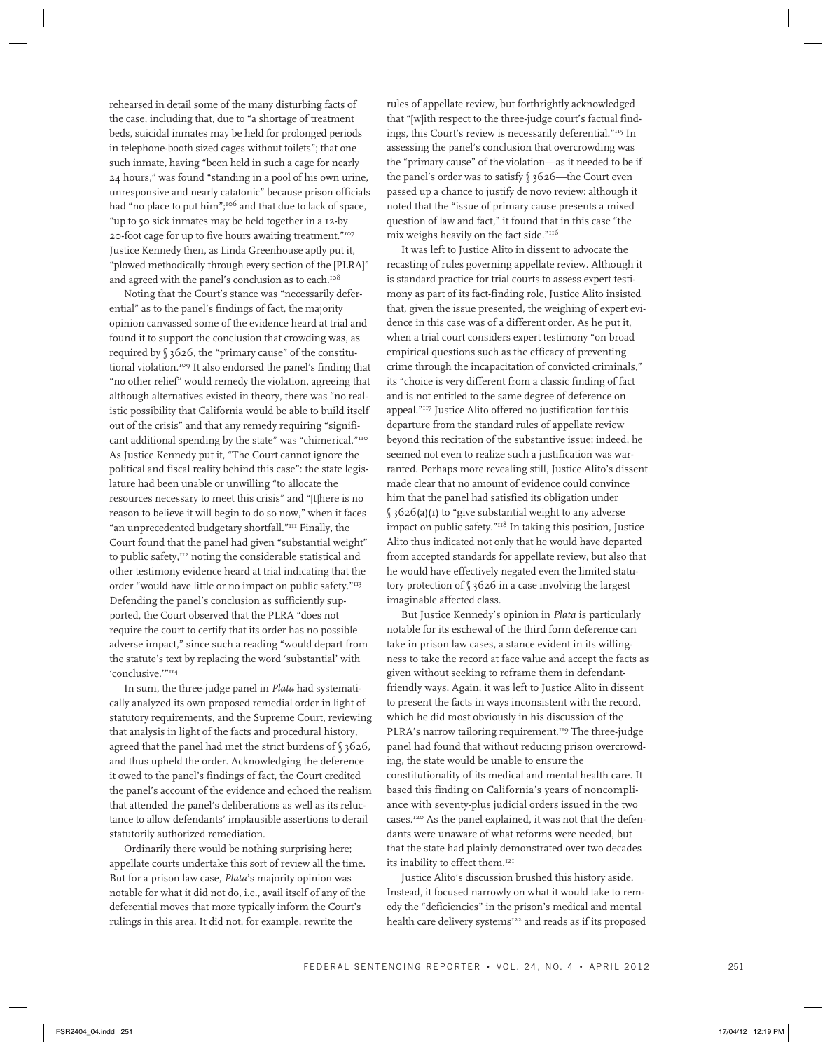rehearsed in detail some of the many disturbing facts of the case, including that, due to "a shortage of treatment beds, suicidal inmates may be held for prolonged periods in telephone-booth sized cages without toilets"; that one such inmate, having "been held in such a cage for nearly 24 hours," was found "standing in a pool of his own urine, unresponsive and nearly catatonic" because prison officials had "no place to put him";[106] and that due to lack of space, "up to 50 sick inmates may be held together in a 12-by 20-foot cage for up to five hours awaiting treatment."[107] Justice Kennedy then, as Linda Greenhouse aptly put it, "plowed methodically through every section of the [PLRA]" and agreed with the panel's conclusion as to each.[108]

Noting that the Court's stance was "necessarily deferential" as to the panel's findings of fact, the majority opinion canvassed some of the evidence heard at trial and found it to support the conclusion that crowding was, as required by § 3626, the "primary cause" of the constitutional violation.[109] It also endorsed the panel's finding that "no other relief" would remedy the violation, agreeing that although alternatives existed in theory, there was "no realistic possibility that California would be able to build itself out of the crisis" and that any remedy requiring "significant additional spending by the state" was "chimerical."[110] As Justice Kennedy put it, "The Court cannot ignore the political and fiscal reality behind this case": the state legislature had been unable or unwilling "to allocate the resources necessary to meet this crisis" and "[t]here is no reason to believe it will begin to do so now," when it faces "an unprecedented budgetary shortfall."[111] Finally, the Court found that the panel had given "substantial weight" to public safety,[112] noting the considerable statistical and other testimony evidence heard at trial indicating that the order "would have little or no impact on public safety."[113] Defending the panel's conclusion as sufficiently supported, the Court observed that the PLRA "does not require the court to certify that its order has no possible adverse impact," since such a reading "would depart from the statute's text by replacing the word 'substantial' with 'conclusive.'"[114]

In sum, the three-judge panel in *Plata* had systematically analyzed its own proposed remedial order in light of statutory requirements, and the Supreme Court, reviewing that analysis in light of the facts and procedural history, agreed that the panel had met the strict burdens of § 3626, and thus upheld the order. Acknowledging the deference it owed to the panel's findings of fact, the Court credited the panel's account of the evidence and echoed the realism that attended the panel's deliberations as well as its reluctance to allow defendants' implausible assertions to derail statutorily authorized remediation.

Ordinarily there would be nothing surprising here; appellate courts undertake this sort of review all the time. But for a prison law case, *Plata*'s majority opinion was notable for what it did not do, i.e., avail itself of any of the deferential moves that more typically inform the Court's rulings in this area. It did not, for example, rewrite the rules of appellate review, but forthrightly acknowledged that "[w]ith respect to the three-judge court's factual findings, this Court's review is necessarily deferential."[115] In assessing the panel's conclusion that overcrowding was the "primary cause" of the violation—as it needed to be if the panel's order was to satisfy § 3626—the Court even passed up a chance to justify de novo review: although it noted that the "issue of primary cause presents a mixed question of law and fact," it found that in this case "the mix weighs heavily on the fact side."[116]

It was left to Justice Alito in dissent to advocate the recasting of rules governing appellate review. Although it is standard practice for trial courts to assess expert testimony as part of its fact-finding role, Justice Alito insisted that, given the issue presented, the weighing of expert evidence in this case was of a different order. As he put it, when a trial court considers expert testimony "on broad empirical questions such as the efficacy of preventing crime through the incapacitation of convicted criminals," its "choice is very different from a classic finding of fact and is not entitled to the same degree of deference on appeal."[117] Justice Alito offered no justification for this departure from the standard rules of appellate review beyond this recitation of the substantive issue; indeed, he seemed not even to realize such a justification was warranted. Perhaps more revealing still, Justice Alito's dissent made clear that no amount of evidence could convince him that the panel had satisfied its obligation under § 3626(a)(1) to "give substantial weight to any adverse impact on public safety."[118] In taking this position, Justice Alito thus indicated not only that he would have departed from accepted standards for appellate review, but also that he would have effectively negated even the limited statutory protection of § 3626 in a case involving the largest imaginable affected class.

But Justice Kennedy's opinion in *Plata* is particularly notable for its eschewal of the third form deference can take in prison law cases, a stance evident in its willingness to take the record at face value and accept the facts as given without seeking to reframe them in defendant-friendly ways. Again, it was left to Justice Alito in dissent to present the facts in ways inconsistent with the record, which he did most obviously in his discussion of the PLRA's narrow tailoring requirement.[119] The three-judge panel had found that without reducing prison overcrowding, the state would be unable to ensure the constitutionality of its medical and mental health care. It based this finding on California's years of noncompliance with seventy-plus judicial orders issued in the two cases.[120] As the panel explained, it was not that the defendants were unaware of what reforms were needed, but that the state had plainly demonstrated over two decades its inability to effect them.[121]

Justice Alito's discussion brushed this history aside. Instead, it focused narrowly on what it would take to remedy the "deficiencies" in the prison's medical and mental health care delivery systems[122] and reads as if its proposed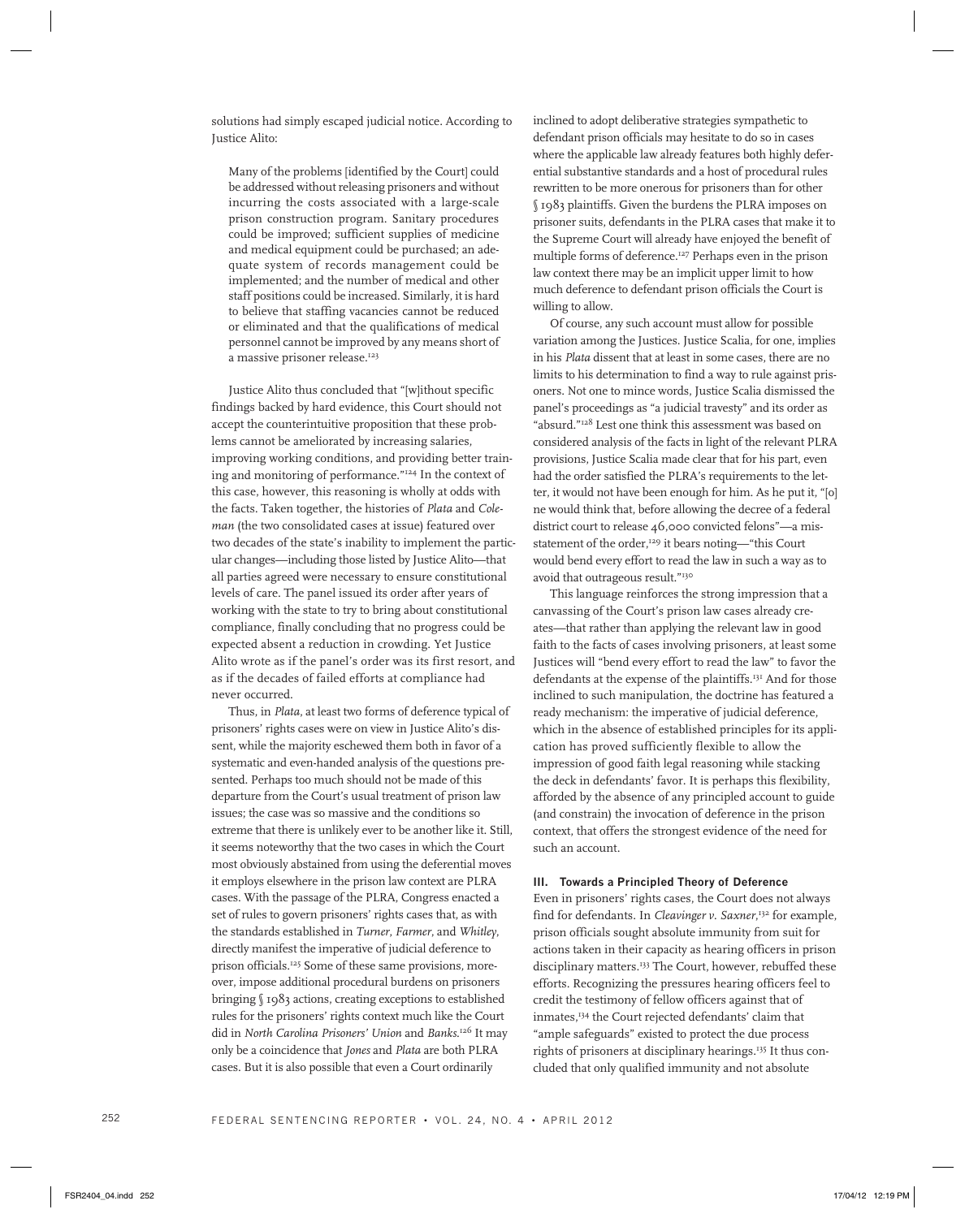solutions had simply escaped judicial notice. According to Justice Alito:

> Many of the problems [identified by the Court] could be addressed without releasing prisoners and without incurring the costs associated with a large-scale prison construction program. Sanitary procedures could be improved; sufficient supplies of medicine and medical equipment could be purchased; an adequate system of records management could be implemented; and the number of medical and other staff positions could be increased. Similarly, it is hard to believe that staffing vacancies cannot be reduced or eliminated and that the qualifications of medical personnel cannot be improved by any means short of a massive prisoner release.[123]

Justice Alito thus concluded that "[w]ithout specific findings backed by hard evidence, this Court should not accept the counterintuitive proposition that these problems cannot be ameliorated by increasing salaries, improving working conditions, and providing better training and monitoring of performance."[124] In the context of this case, however, this reasoning is wholly at odds with the facts. Taken together, the histories of *Plata* and *Coleman* (the two consolidated cases at issue) featured over two decades of the state's inability to implement the particular changes—including those listed by Justice Alito—that all parties agreed were necessary to ensure constitutional levels of care. The panel issued its order after years of working with the state to try to bring about constitutional compliance, finally concluding that no progress could be expected absent a reduction in crowding. Yet Justice Alito wrote as if the panel's order was its first resort, and as if the decades of failed efforts at compliance had never occurred.

Thus, in *Plata*, at least two forms of deference typical of prisoners' rights cases were on view in Justice Alito's dissent, while the majority eschewed them both in favor of a systematic and even-handed analysis of the questions presented. Perhaps too much should not be made of this departure from the Court's usual treatment of prison law issues; the case was so massive and the conditions so extreme that there is unlikely ever to be another like it. Still, it seems noteworthy that the two cases in which the Court most obviously abstained from using the deferential moves it employs elsewhere in the prison law context are PLRA cases. With the passage of the PLRA, Congress enacted a set of rules to govern prisoners' rights cases that, as with the standards established in *Turner*, *Farmer*, and *Whitley*, directly manifest the imperative of judicial deference to prison officials.[125] Some of these same provisions, moreover, impose additional procedural burdens on prisoners bringing § 1983 actions, creating exceptions to established rules for the prisoners' rights context much like the Court did in *North Carolina Prisoners' Union* and *Banks*.[126] It may only be a coincidence that *Jones* and *Plata* are both PLRA cases. But it is also possible that even a Court ordinarily inclined to adopt deliberative strategies sympathetic to defendant prison officials may hesitate to do so in cases where the applicable law already features both highly deferential substantive standards and a host of procedural rules rewritten to be more onerous for prisoners than for other § 1983 plaintiffs. Given the burdens the PLRA imposes on prisoner suits, defendants in the PLRA cases that make it to the Supreme Court will already have enjoyed the benefit of multiple forms of deference.[127] Perhaps even in the prison law context there may be an implicit upper limit to how much deference to defendant prison officials the Court is willing to allow.

Of course, any such account must allow for possible variation among the Justices. Justice Scalia, for one, implies in his *Plata* dissent that at least in some cases, there are no limits to his determination to find a way to rule against prisoners. Not one to mince words, Justice Scalia dismissed the panel's proceedings as "a judicial travesty" and its order as "absurd."[128] Lest one think this assessment was based on considered analysis of the facts in light of the relevant PLRA provisions, Justice Scalia made clear that for his part, even had the order satisfied the PLRA's requirements to the letter, it would not have been enough for him. As he put it, "[o]ne would think that, before allowing the decree of a federal district court to release 46,000 convicted felons"—a misstatement of the order,[129] it bears noting—"this Court would bend every effort to read the law in such a way as to avoid that outrageous result."[130]

This language reinforces the strong impression that a canvassing of the Court's prison law cases already creates—that rather than applying the relevant law in good faith to the facts of cases involving prisoners, at least some Justices will "bend every effort to read the law" to favor the defendants at the expense of the plaintiffs.[131] And for those inclined to such manipulation, the doctrine has featured a ready mechanism: the imperative of judicial deference, which in the absence of established principles for its application has proved sufficiently flexible to allow the impression of good faith legal reasoning while stacking the deck in defendants' favor. It is perhaps this flexibility, afforded by the absence of any principled account to guide (and constrain) the invocation of deference in the prison context, that offers the strongest evidence of the need for such an account.

### III. Towards a Principled Theory of Deference

Even in prisoners' rights cases, the Court does not always find for defendants. In *Cleavinger v. Saxner*,[132] for example, prison officials sought absolute immunity from suit for actions taken in their capacity as hearing officers in prison disciplinary matters.[133] The Court, however, rebuffed these efforts. Recognizing the pressures hearing officers feel to credit the testimony of fellow officers against that of inmates,[134] the Court rejected defendants' claim that "ample safeguards" existed to protect the due process rights of prisoners at disciplinary hearings.[135] It thus concluded that only qualified immunity and not absolute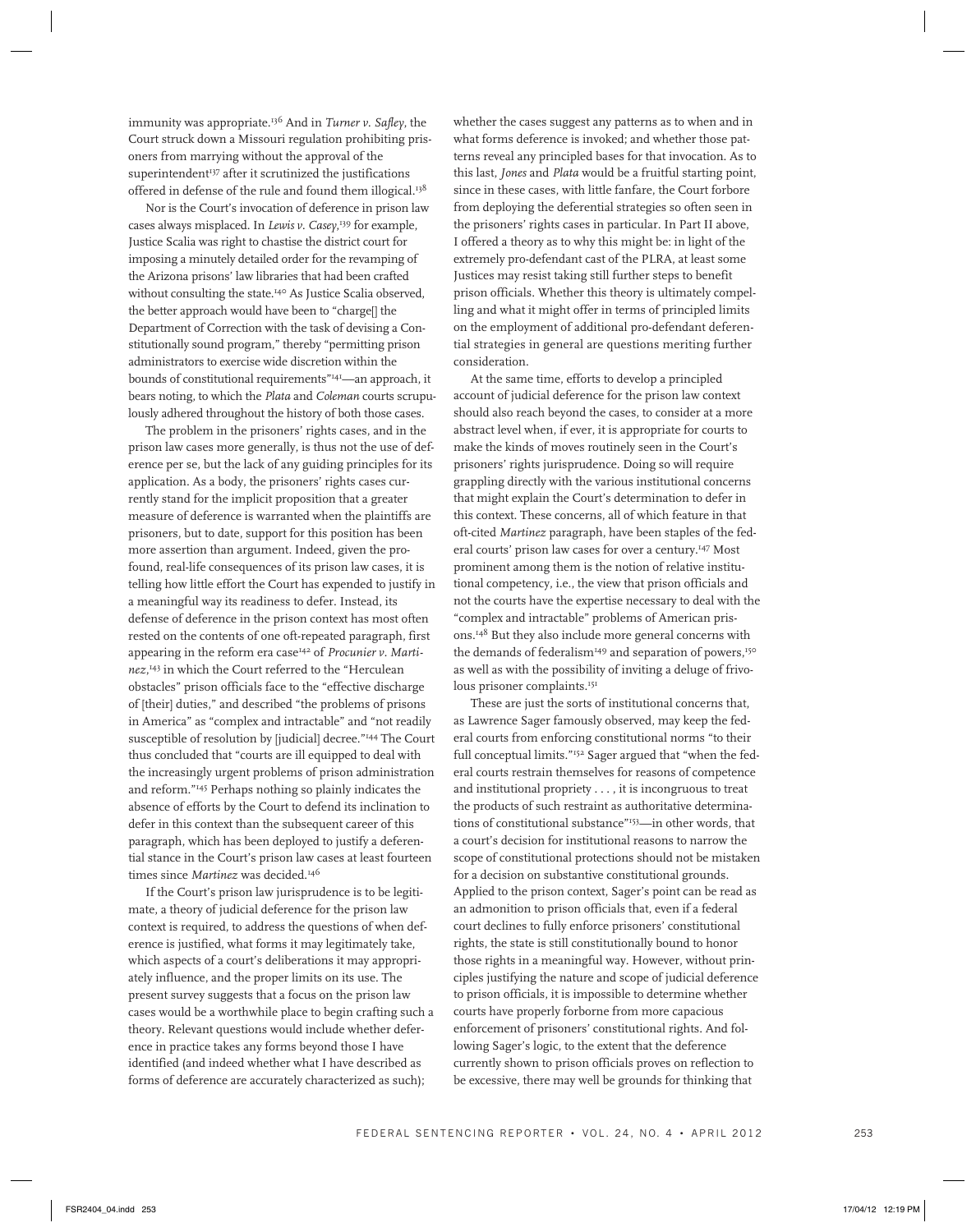immunity was appropriate.[136] And in *Turner v. Safley*, the Court struck down a Missouri regulation prohibiting prisoners from marrying without the approval of the superintendent[137] after it scrutinized the justifications offered in defense of the rule and found them illogical.[138]

Nor is the Court's invocation of deference in prison law cases always misplaced. In *Lewis v. Casey*,[139] for example, Justice Scalia was right to chastise the district court for imposing a minutely detailed order for the revamping of the Arizona prisons' law libraries that had been crafted without consulting the state.[140] As Justice Scalia observed, the better approach would have been to "charge[] the Department of Correction with the task of devising a Constitutionally sound program," thereby "permitting prison administrators to exercise wide discretion within the bounds of constitutional requirements"[141]—an approach, it bears noting, to which the *Plata* and *Coleman* courts scrupulously adhered throughout the history of both those cases.

The problem in the prisoners' rights cases, and in the prison law cases more generally, is thus not the use of deference per se, but the lack of any guiding principles for its application. As a body, the prisoners' rights cases currently stand for the implicit proposition that a greater measure of deference is warranted when the plaintiffs are prisoners, but to date, support for this position has been more assertion than argument. Indeed, given the profound, real-life consequences of its prison law cases, it is telling how little effort the Court has expended to justify in a meaningful way its readiness to defer. Instead, its defense of deference in the prison context has most often rested on the contents of one oft-repeated paragraph, first appearing in the reform era case[142] of *Procunier v. Martinez*,[143] in which the Court referred to the "Herculean obstacles" prison officials face to the "effective discharge of [their] duties," and described "the problems of prisons in America" as "complex and intractable" and "not readily susceptible of resolution by [judicial] decree."[144] The Court thus concluded that "courts are ill equipped to deal with the increasingly urgent problems of prison administration and reform."[145] Perhaps nothing so plainly indicates the absence of efforts by the Court to defend its inclination to defer in this context than the subsequent career of this paragraph, which has been deployed to justify a deferential stance in the Court's prison law cases at least fourteen times since *Martinez* was decided.[146]

If the Court's prison law jurisprudence is to be legitimate, a theory of judicial deference for the prison law context is required, to address the questions of when deference is justified, what forms it may legitimately take, which aspects of a court's deliberations it may appropriately influence, and the proper limits on its use. The present survey suggests that a focus on the prison law cases would be a worthwhile place to begin crafting such a theory. Relevant questions would include whether deference in practice takes any forms beyond those I have identified (and indeed whether what I have described as forms of deference are accurately characterized as such); whether the cases suggest any patterns as to when and in what forms deference is invoked; and whether those patterns reveal any principled bases for that invocation. As to this last, *Jones* and *Plata* would be a fruitful starting point, since in these cases, with little fanfare, the Court forbore from deploying the deferential strategies so often seen in the prisoners' rights cases in particular. In Part II above, I offered a theory as to why this might be: in light of the extremely pro-defendant cast of the PLRA, at least some Justices may resist taking still further steps to benefit prison officials. Whether this theory is ultimately compelling and what it might offer in terms of principled limits on the employment of additional pro-defendant deferential strategies in general are questions meriting further consideration.

At the same time, efforts to develop a principled account of judicial deference for the prison law context should also reach beyond the cases, to consider at a more abstract level when, if ever, it is appropriate for courts to make the kinds of moves routinely seen in the Court's prisoners' rights jurisprudence. Doing so will require grappling directly with the various institutional concerns that might explain the Court's determination to defer in this context. These concerns, all of which feature in that oft-cited *Martinez* paragraph, have been staples of the federal courts' prison law cases for over a century.[147] Most prominent among them is the notion of relative institutional competency, i.e., the view that prison officials and not the courts have the expertise necessary to deal with the "complex and intractable" problems of American prisons.[148] But they also include more general concerns with the demands of federalism[149] and separation of powers,[150] as well as with the possibility of inviting a deluge of frivolous prisoner complaints.[151]

These are just the sorts of institutional concerns that, as Lawrence Sager famously observed, may keep the federal courts from enforcing constitutional norms "to their full conceptual limits."[152] Sager argued that "when the federal courts restrain themselves for reasons of competence and institutional propriety . . . , it is incongruous to treat the products of such restraint as authoritative determinations of constitutional substance"[153]—in other words, that a court's decision for institutional reasons to narrow the scope of constitutional protections should not be mistaken for a decision on substantive constitutional grounds. Applied to the prison context, Sager's point can be read as an admonition to prison officials that, even if a federal court declines to fully enforce prisoners' constitutional rights, the state is still constitutionally bound to honor those rights in a meaningful way. However, without principles justifying the nature and scope of judicial deference to prison officials, it is impossible to determine whether courts have properly forborne from more capacious enforcement of prisoners' constitutional rights. And following Sager's logic, to the extent that the deference currently shown to prison officials proves on reflection to be excessive, there may well be grounds for thinking that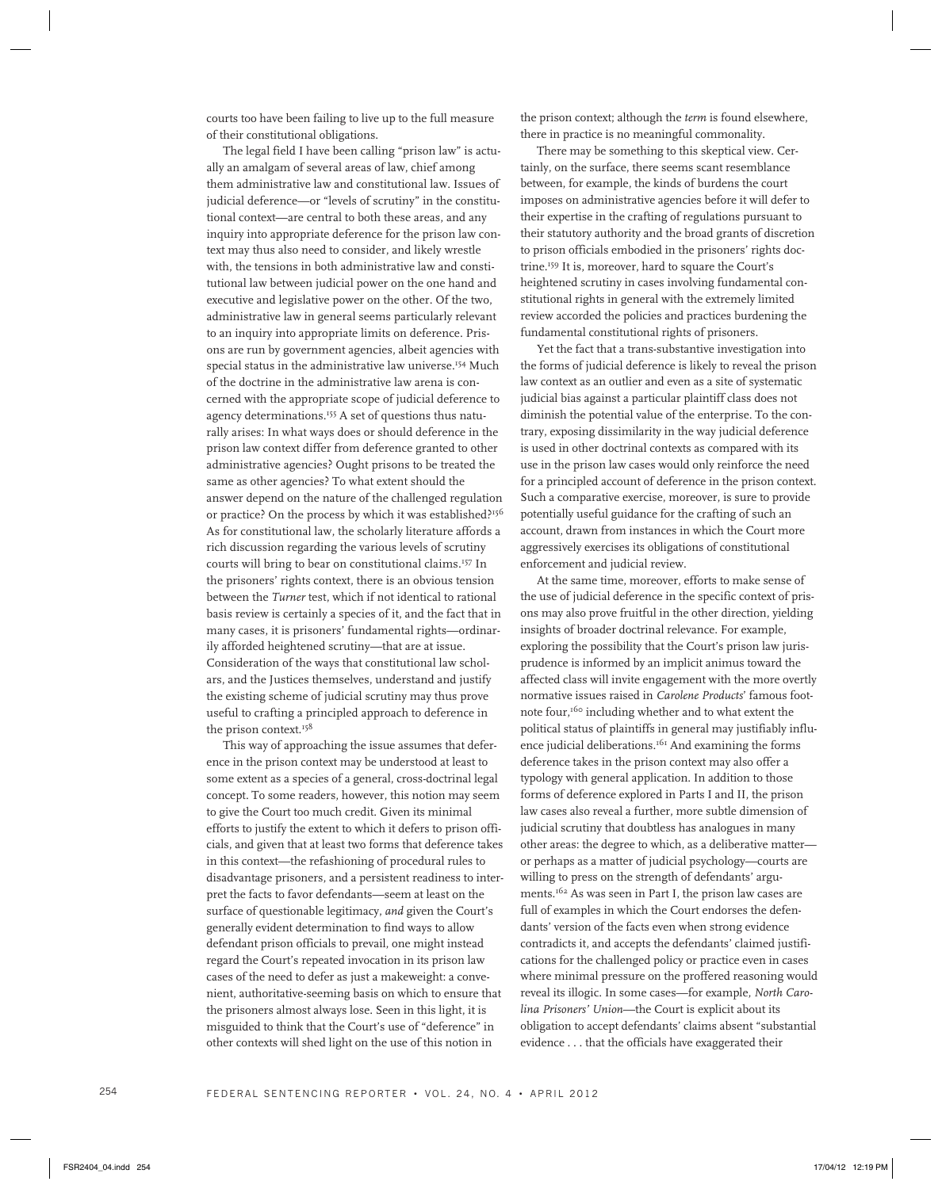courts too have been failing to live up to the full measure of their constitutional obligations.

The legal field I have been calling "prison law" is actually an amalgam of several areas of law, chief among them administrative law and constitutional law. Issues of judicial deference—or "levels of scrutiny" in the constitutional context—are central to both these areas, and any inquiry into appropriate deference for the prison law context may thus also need to consider, and likely wrestle with, the tensions in both administrative law and constitutional law between judicial power on the one hand and executive and legislative power on the other. Of the two, administrative law in general seems particularly relevant to an inquiry into appropriate limits on deference. Prisons are run by government agencies, albeit agencies with special status in the administrative law universe.[154] Much of the doctrine in the administrative law arena is concerned with the appropriate scope of judicial deference to agency determinations.[155] A set of questions thus naturally arises: In what ways does or should deference in the prison law context differ from deference granted to other administrative agencies? Ought prisons to be treated the same as other agencies? To what extent should the answer depend on the nature of the challenged regulation or practice? On the process by which it was established?[156] As for constitutional law, the scholarly literature affords a rich discussion regarding the various levels of scrutiny courts will bring to bear on constitutional claims.[157] In the prisoners' rights context, there is an obvious tension between the *Turner* test, which if not identical to rational basis review is certainly a species of it, and the fact that in many cases, it is prisoners' fundamental rights—ordinarily afforded heightened scrutiny—that are at issue. Consideration of the ways that constitutional law scholars, and the Justices themselves, understand and justify the existing scheme of judicial scrutiny may thus prove useful to crafting a principled approach to deference in the prison context.[158]

This way of approaching the issue assumes that deference in the prison context may be understood at least to some extent as a species of a general, cross-doctrinal legal concept. To some readers, however, this notion may seem to give the Court too much credit. Given its minimal efforts to justify the extent to which it defers to prison officials, and given that at least two forms that deference takes in this context—the refashioning of procedural rules to disadvantage prisoners, and a persistent readiness to interpret the facts to favor defendants—seem at least on the surface of questionable legitimacy, *and* given the Court's generally evident determination to find ways to allow defendant prison officials to prevail, one might instead regard the Court's repeated invocation in its prison law cases of the need to defer as just a makeweight: a convenient, authoritative-seeming basis on which to ensure that the prisoners almost always lose. Seen in this light, it is misguided to think that the Court's use of "deference" in other contexts will shed light on the use of this notion in the prison context; although the *term* is found elsewhere, there in practice is no meaningful commonality.

There may be something to this skeptical view. Certainly, on the surface, there seems scant resemblance between, for example, the kinds of burdens the court imposes on administrative agencies before it will defer to their expertise in the crafting of regulations pursuant to their statutory authority and the broad grants of discretion to prison officials embodied in the prisoners' rights doctrine.[159] It is, moreover, hard to square the Court's heightened scrutiny in cases involving fundamental constitutional rights in general with the extremely limited review accorded the policies and practices burdening the fundamental constitutional rights of prisoners.

Yet the fact that a trans-substantive investigation into the forms of judicial deference is likely to reveal the prison law context as an outlier and even as a site of systematic judicial bias against a particular plaintiff class does not diminish the potential value of the enterprise. To the contrary, exposing dissimilarity in the way judicial deference is used in other doctrinal contexts as compared with its use in the prison law cases would only reinforce the need for a principled account of deference in the prison context. Such a comparative exercise, moreover, is sure to provide potentially useful guidance for the crafting of such an account, drawn from instances in which the Court more aggressively exercises its obligations of constitutional enforcement and judicial review.

At the same time, moreover, efforts to make sense of the use of judicial deference in the specific context of prisons may also prove fruitful in the other direction, yielding insights of broader doctrinal relevance. For example, exploring the possibility that the Court's prison law jurisprudence is informed by an implicit animus toward the affected class will invite engagement with the more overtly normative issues raised in *Carolene Products*' famous footnote four,[160] including whether and to what extent the political status of plaintiffs in general may justifiably influence judicial deliberations.[161] And examining the forms deference takes in the prison context may also offer a typology with general application. In addition to those forms of deference explored in Parts I and II, the prison law cases also reveal a further, more subtle dimension of judicial scrutiny that doubtless has analogues in many other areas: the degree to which, as a deliberative matter—or perhaps as a matter of judicial psychology—courts are willing to press on the strength of defendants' arguments.[162] As was seen in Part I, the prison law cases are full of examples in which the Court endorses the defendants' version of the facts even when strong evidence contradicts it, and accepts the defendants' claimed justifications for the challenged policy or practice even in cases where minimal pressure on the proffered reasoning would reveal its illogic. In some cases—for example, *North Carolina Prisoners' Union*—the Court is explicit about its obligation to accept defendants' claims absent "substantial evidence . . . that the officials have exaggerated their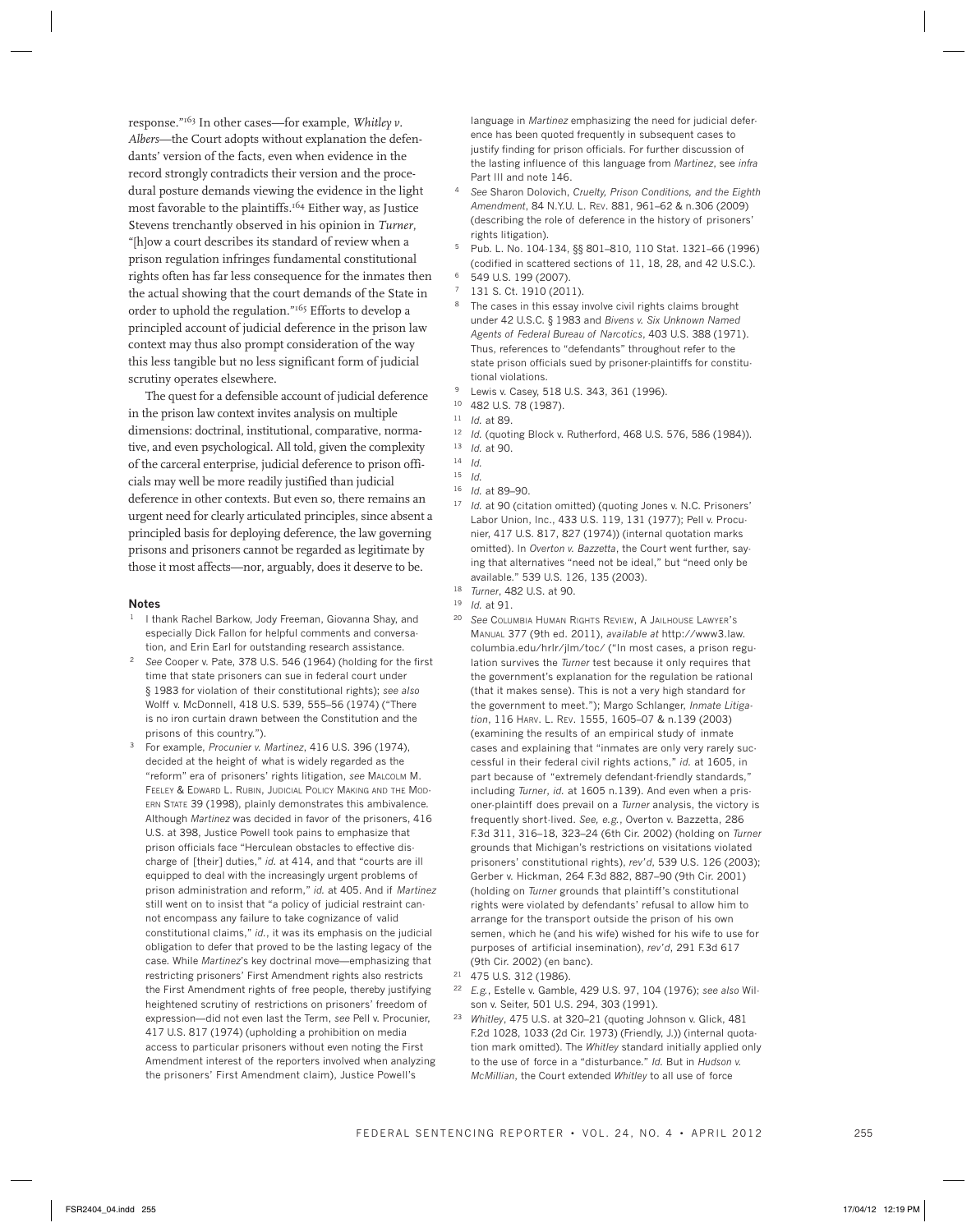response."[163] In other cases—for example, *Whitley v. Albers*—the Court adopts without explanation the defendants' version of the facts, even when evidence in the record strongly contradicts their version and the procedural posture demands viewing the evidence in the light most favorable to the plaintiffs.[164] Either way, as Justice Stevens trenchantly observed in his opinion in *Turner*, "[h]ow a court describes its standard of review when a prison regulation infringes fundamental constitutional rights often has far less consequence for the inmates then the actual showing that the court demands of the State in order to uphold the regulation."[165] Efforts to develop a principled account of judicial deference in the prison law context may thus also prompt consideration of the way this less tangible but no less significant form of judicial scrutiny operates elsewhere.

The quest for a defensible account of judicial deference in the prison law context invites analysis on multiple dimensions: doctrinal, institutional, comparative, normative, and even psychological. All told, given the complexity of the carceral enterprise, judicial deference to prison officials may well be more readily justified than judicial deference in other contexts. But even so, there remains an urgent need for clearly articulated principles, since absent a principled basis for deploying deference, the law governing prisons and prisoners cannot be regarded as legitimate by those it most affects—nor, arguably, does it deserve to be.

## Notes

1. I thank Rachel Barkow, Jody Freeman, Giovanna Shay, and especially Dick Fallon for helpful comments and conversation, and Erin Earl for outstanding research assistance.
2. *See* Cooper v. Pate, 378 U.S. 546 (1964) (holding for the first time that state prisoners can sue in federal court under § 1983 for violation of their constitutional rights); *see also* Wolff v. McDonnell, 418 U.S. 539, 555–56 (1974) ("There is no iron curtain drawn between the Constitution and the prisons of this country.").
3. For example, *Procunier v. Martinez*, 416 U.S. 396 (1974), decided at the height of what is widely regarded as the "reform" era of prisoners' rights litigation, *see* Malcolm M. Feeley & Edward L. Rubin, Judicial Policy Making and the Modern State 39 (1998), plainly demonstrates this ambivalence. Although *Martinez* was decided in favor of the prisoners, 416 U.S. at 398, Justice Powell took pains to emphasize that prison officials face "Herculean obstacles to effective discharge of [their] duties," *id.* at 414, and that "courts are ill equipped to deal with the increasingly urgent problems of prison administration and reform," *id.* at 405. And if *Martinez* still went on to insist that "a policy of judicial restraint cannot encompass any failure to take cognizance of valid constitutional claims," *id.*, it was its emphasis on the judicial obligation to defer that proved to be the lasting legacy of the case. While *Martinez*'s key doctrinal move—emphasizing that restricting prisoners' First Amendment rights also restricts the First Amendment rights of free people, thereby justifying heightened scrutiny of restrictions on prisoners' freedom of expression—did not even last the Term, *see* Pell v. Procunier, 417 U.S. 817 (1974) (upholding a prohibition on media access to particular prisoners without even noting the First Amendment interest of the reporters involved when analyzing the prisoners' First Amendment claim), Justice Powell's language in *Martinez* emphasizing the need for judicial deference has been quoted frequently in subsequent cases to justify finding for prison officials. For further discussion of the lasting influence of this language from *Martinez*, see *infra* Part III and note 146.
4. *See* Sharon Dolovich, *Cruelty, Prison Conditions, and the Eighth Amendment*, 84 N.Y.U. L. Rev. 881, 961–62 & n.306 (2009) (describing the role of deference in the history of prisoners' rights litigation).
5. Pub. L. No. 104-134, §§ 801–810, 110 Stat. 1321–66 (1996) (codified in scattered sections of 11, 18, 28, and 42 U.S.C.).
6. 549 U.S. 199 (2007).
7. 131 S. Ct. 1910 (2011).
8. The cases in this essay involve civil rights claims brought under 42 U.S.C. § 1983 and *Bivens v. Six Unknown Named Agents of Federal Bureau of Narcotics*, 403 U.S. 388 (1971). Thus, references to "defendants" throughout refer to the state prison officials sued by prisoner-plaintiffs for constitutional violations.
9. Lewis v. Casey, 518 U.S. 343, 361 (1996).
10. 482 U.S. 78 (1987).
11. *Id.* at 89.
12. *Id.* (quoting Block v. Rutherford, 468 U.S. 576, 586 (1984)).
13. *Id.* at 90.
14. *Id.*
15. *Id.*
16. *Id.* at 89–90.
17. *Id.* at 90 (citation omitted) (quoting Jones v. N.C. Prisoners' Labor Union, Inc., 433 U.S. 119, 131 (1977); Pell v. Procunier, 417 U.S. 817, 827 (1974)) (internal quotation marks omitted). In *Overton v. Bazzetta*, the Court went further, saying that alternatives "need not be ideal," but "need only be available." 539 U.S. 126, 135 (2003).
18. *Turner*, 482 U.S. at 90.
19. *Id.* at 91.
20. *See* Columbia Human Rights Review, A Jailhouse Lawyer's Manual 377 (9th ed. 2011), *available at* http://www3.law.columbia.edu/hrlr/jlm/toc/ ("In most cases, a prison regulation survives the *Turner* test because it only requires that the government's explanation for the regulation be rational (that it makes sense). This is not a very high standard for the government to meet."); Margo Schlanger, *Inmate Litigation*, 116 Harv. L. Rev. 1555, 1605–07 & n.139 (2003) (examining the results of an empirical study of inmate cases and explaining that "inmates are only very rarely successful in their federal civil rights actions," *id.* at 1605, in part because of "extremely defendant-friendly standards," including *Turner*, *id.* at 1605 n.139). And even when a prisoner-plaintiff does prevail on a *Turner* analysis, the victory is frequently short-lived. *See, e.g.*, Overton v. Bazzetta, 286 F.3d 311, 316–18, 323–24 (6th Cir. 2002) (holding on *Turner* grounds that Michigan's restrictions on visitations violated prisoners' constitutional rights), *rev'd*, 539 U.S. 126 (2003); Gerber v. Hickman, 264 F.3d 882, 887–90 (9th Cir. 2001) (holding on *Turner* grounds that plaintiff's constitutional rights were violated by defendants' refusal to allow him to arrange for the transport outside the prison of his own semen, which he (and his wife) wished for his wife to use for purposes of artificial insemination), *rev'd*, 291 F.3d 617 (9th Cir. 2002) (en banc).
21. 475 U.S. 312 (1986).
22. *E.g.*, Estelle v. Gamble, 429 U.S. 97, 104 (1976); *see also* Wilson v. Seiter, 501 U.S. 294, 303 (1991).
23. *Whitley*, 475 U.S. at 320–21 (quoting Johnson v. Glick, 481 F.2d 1028, 1033 (2d Cir. 1973) (Friendly, J.)) (internal quotation mark omitted). The *Whitley* standard initially applied only to the use of force in a "disturbance." *Id.* But in *Hudson v. McMillian*, the Court extended *Whitley* to all use of force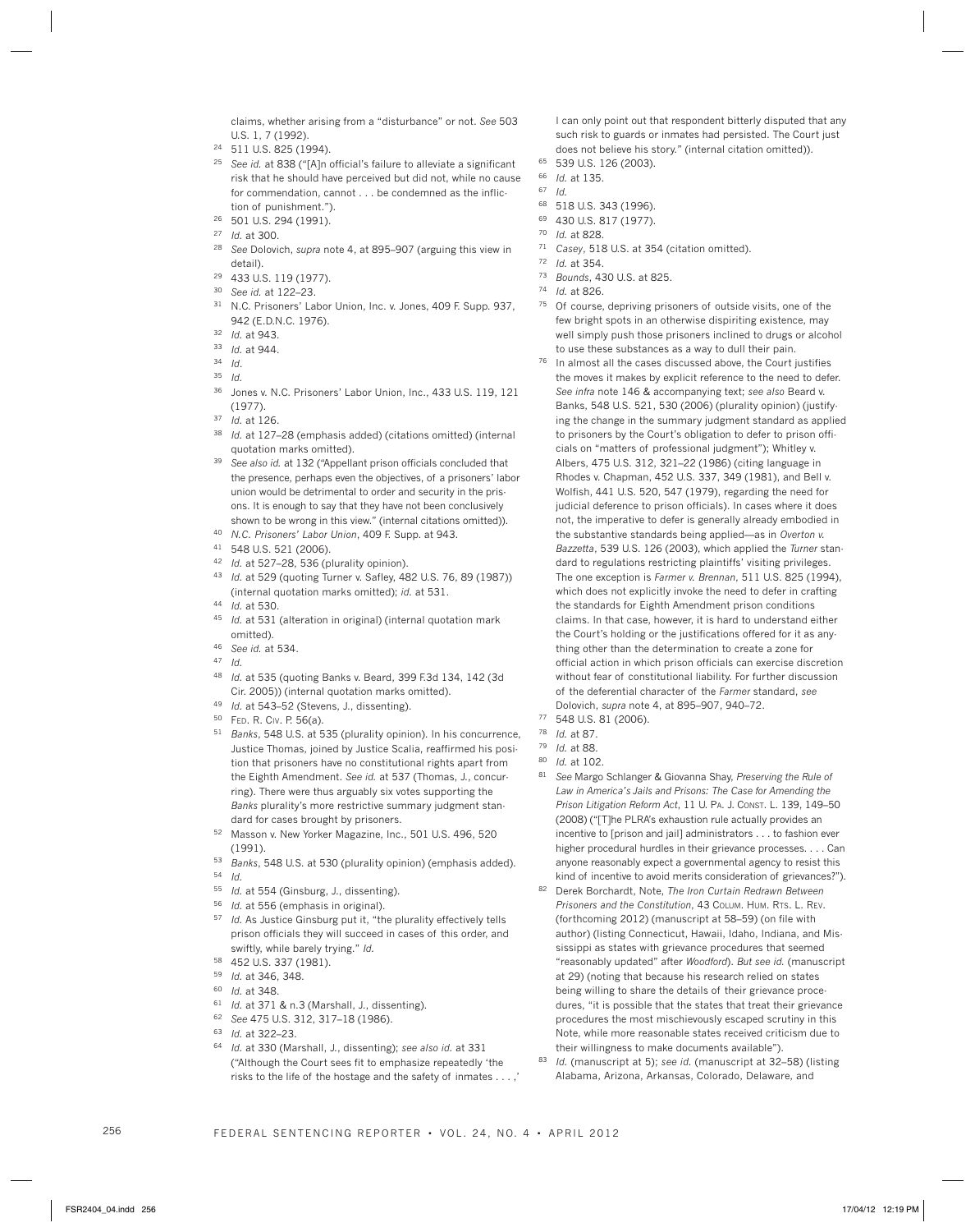claims, whether arising from a "disturbance" or not. *See* 503 U.S. 1, 7 (1992).

24 511 U.S. 825 (1994).

25 *See id.* at 838 ("[A]n official's failure to alleviate a significant risk that he should have perceived but did not, while no cause for commendation, cannot . . . be condemned as the infliction of punishment.").

26 501 U.S. 294 (1991).

27 *Id.* at 300.

28 *See* Dolovich, *supra* note 4, at 895–907 (arguing this view in detail).

29 433 U.S. 119 (1977).

30 *See id.* at 122–23.

31 N.C. Prisoners' Labor Union, Inc. v. Jones, 409 F. Supp. 937, 942 (E.D.N.C. 1976).

32 *Id.* at 943.

33 *Id.* at 944.

34 *Id.*

35 *Id.*

36 Jones v. N.C. Prisoners' Labor Union, Inc., 433 U.S. 119, 121 (1977).

37 *Id.* at 126.

38 *Id.* at 127–28 (emphasis added) (citations omitted) (internal quotation marks omitted).

39 *See also id.* at 132 ("Appellant prison officials concluded that the presence, perhaps even the objectives, of a prisoners' labor union would be detrimental to order and security in the prisons. It is enough to say that they have not been conclusively shown to be wrong in this view." (internal citations omitted)).

40 *N.C. Prisoners' Labor Union*, 409 F. Supp. at 943.

41 548 U.S. 521 (2006).

42 *Id.* at 527–28, 536 (plurality opinion).

43 *Id.* at 529 (quoting Turner v. Safley, 482 U.S. 76, 89 (1987)) (internal quotation marks omitted); *id.* at 531.

44 *Id.* at 530.

45 *Id.* at 531 (alteration in original) (internal quotation mark omitted).

46 *See id.* at 534.

47 *Id.*

48 *Id.* at 535 (quoting Banks v. Beard, 399 F.3d 134, 142 (3d Cir. 2005)) (internal quotation marks omitted).

49 *Id.* at 543–52 (Stevens, J., dissenting).

50 Fed. R. Civ. P. 56(a).

51 *Banks*, 548 U.S. at 535 (plurality opinion). In his concurrence, Justice Thomas, joined by Justice Scalia, reaffirmed his position that prisoners have no constitutional rights apart from the Eighth Amendment. *See id.* at 537 (Thomas, J., concurring). There were thus arguably six votes supporting the *Banks* plurality's more restrictive summary judgment standard for cases brought by prisoners.

52 Masson v. New Yorker Magazine, Inc., 501 U.S. 496, 520 (1991).

53 *Banks*, 548 U.S. at 530 (plurality opinion) (emphasis added).

54 *Id.*

55 *Id.* at 554 (Ginsburg, J., dissenting).

56 *Id.* at 556 (emphasis in original).

57 *Id.* As Justice Ginsburg put it, "the plurality effectively tells prison officials they will succeed in cases of this order, and swiftly, while barely trying." *Id.*

58 452 U.S. 337 (1981).

59 *Id.* at 346, 348.

60 *Id.* at 348.

61 *Id.* at 371 & n.3 (Marshall, J., dissenting).

62 *See* 475 U.S. 312, 317–18 (1986).

63 *Id.* at 322–23.

64 *Id.* at 330 (Marshall, J., dissenting); *see also id.* at 331 ("Although the Court sees fit to emphasize repeatedly 'the risks to the life of the hostage and the safety of inmates . . . ,' I can only point out that respondent bitterly disputed that any such risk to guards or inmates had persisted. The Court just does not believe his story." (internal citation omitted)).

65 539 U.S. 126 (2003).

66 *Id.* at 135.

67 *Id.*

68 518 U.S. 343 (1996).

69 430 U.S. 817 (1977).

70 *Id.* at 828.

71 *Casey*, 518 U.S. at 354 (citation omitted).

72 *Id.* at 354.

73 *Bounds*, 430 U.S. at 825.

74 *Id.* at 826.

75 Of course, depriving prisoners of outside visits, one of the few bright spots in an otherwise dispiriting existence, may well simply push those prisoners inclined to drugs or alcohol to use these substances as a way to dull their pain.

76 In almost all the cases discussed above, the Court justifies the moves it makes by explicit reference to the need to defer. *See infra* note 146 & accompanying text; *see also* Beard v. Banks, 548 U.S. 521, 530 (2006) (plurality opinion) (justifying the change in the summary judgment standard as applied to prisoners by the Court's obligation to defer to prison officials on "matters of professional judgment"); Whitley v. Albers, 475 U.S. 312, 321–22 (1986) (citing language in Rhodes v. Chapman, 452 U.S. 337, 349 (1981), and Bell v. Wolfish, 441 U.S. 520, 547 (1979), regarding the need for judicial deference to prison officials). In cases where it does not, the imperative to defer is generally already embodied in the substantive standards being applied—as in *Overton v. Bazzetta*, 539 U.S. 126 (2003), which applied the *Turner* standard to regulations restricting plaintiffs' visiting privileges. The one exception is *Farmer v. Brennan*, 511 U.S. 825 (1994), which does not explicitly invoke the need to defer in crafting the standards for Eighth Amendment prison conditions claims. In that case, however, it is hard to understand either the Court's holding or the justifications offered for it as anything other than the determination to create a zone for official action in which prison officials can exercise discretion without fear of constitutional liability. For further discussion of the deferential character of the *Farmer* standard, *see* Dolovich, *supra* note 4, at 895–907, 940–72.

77 548 U.S. 81 (2006).

78 *Id.* at 87.

79 *Id.* at 88.

80 *Id.* at 102.

81 *See* Margo Schlanger & Giovanna Shay, *Preserving the Rule of Law in America's Jails and Prisons: The Case for Amending the Prison Litigation Reform Act*, 11 U. Pa. J. Const. L. 139, 149–50 (2008) ("[T]he PLRA's exhaustion rule actually provides an incentive to [prison and jail] administrators . . . to fashion ever higher procedural hurdles in their grievance processes. . . . Can anyone reasonably expect a governmental agency to resist this kind of incentive to avoid merits consideration of grievances?").

82 Derek Borchardt, Note, *The Iron Curtain Redrawn Between Prisoners and the Constitution*, 43 Colum. Hum. Rts. L. Rev. (forthcoming 2012) (manuscript at 58–59) (on file with author) (listing Connecticut, Hawaii, Idaho, Indiana, and Mississippi as states with grievance procedures that seemed "reasonably updated" after *Woodford*). *But see id.* (manuscript at 29) (noting that because his research relied on states being willing to share the details of their grievance procedures, "it is possible that the states that treat their grievance procedures the most mischievously escaped scrutiny in this Note, while more reasonable states received criticism due to their willingness to make documents available").

83 *Id.* (manuscript at 5); *see id.* (manuscript at 32–58) (listing Alabama, Arizona, Arkansas, Colorado, Delaware, and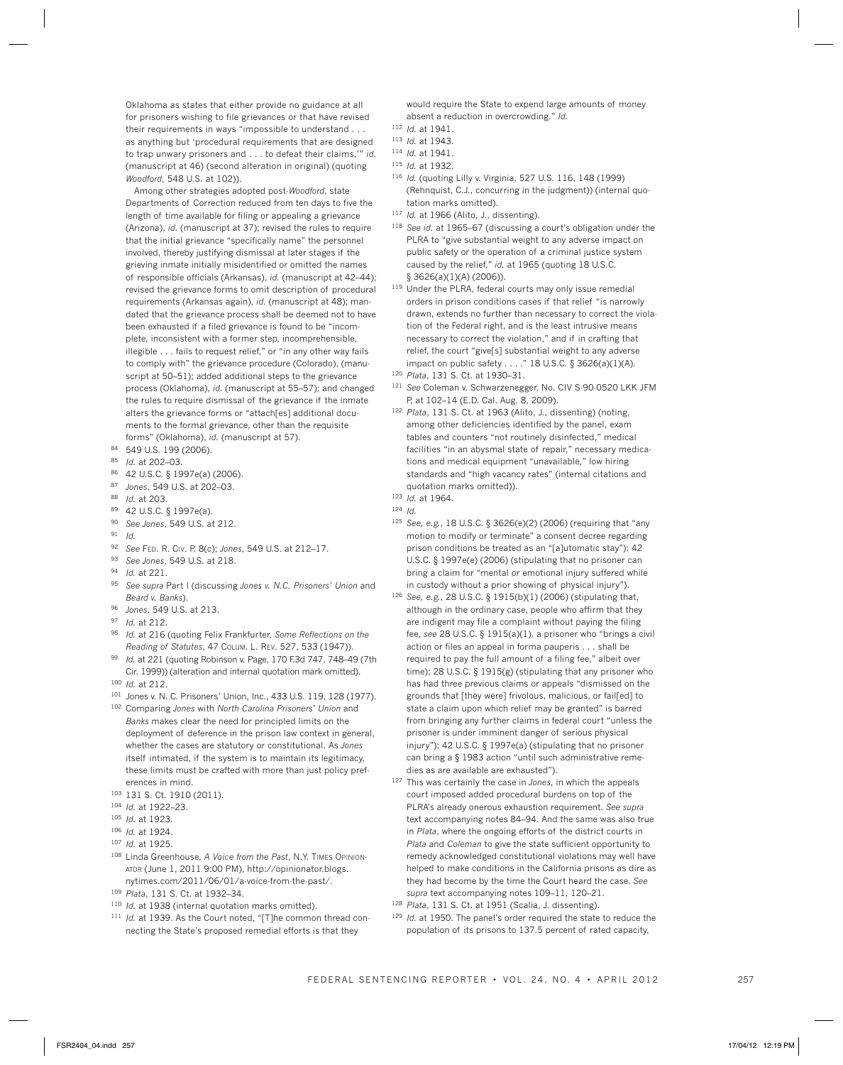Oklahoma as states that either provide no guidance at all for prisoners wishing to file grievances or that have revised their requirements in ways "impossible to understand . . . as anything but 'procedural requirements that are designed to trap unwary prisoners and . . . to defeat their claims,'" *id.* (manuscript at 46) (second alteration in original) (quoting *Woodford*, 548 U.S. at 102)).

Among other strategies adopted post-*Woodford*, state Departments of Correction reduced from ten days to five the length of time available for filing or appealing a grievance (Arizona), *id.* (manuscript at 37); revised the rules to require that the initial grievance "specifically name" the personnel involved, thereby justifying dismissal at later stages if the grieving inmate initially misidentified or omitted the names of responsible officials (Arkansas), *id.* (manuscript at 42–44); revised the grievance forms to omit description of procedural requirements (Arkansas again), *id.* (manuscript at 48); mandated that the grievance process shall be deemed not to have been exhausted if a filed grievance is found to be "incomplete, inconsistent with a former step, incomprehensible, illegible . . . fails to request relief," or "in any other way fails to comply with" the grievance procedure (Colorado), (manuscript at 50–51); added additional steps to the grievance process (Oklahoma), *id.* (manuscript at 55–57); and changed the rules to require dismissal of the grievance if the inmate alters the grievance forms or "attach[es] additional documents to the formal grievance, other than the requisite forms" (Oklahoma), *id.* (manuscript at 57).

[84] 549 U.S. 199 (2006).

[85] *Id.* at 202–03.

[86] 42 U.S.C. § 1997e(a) (2006).

[87] *Jones*, 549 U.S. at 202–03.

[88] *Id.* at 203.

[89] 42 U.S.C. § 1997e(a).

[90] *See Jones*, 549 U.S. at 212.

[91] *Id.*

[92] *See* Fed. R. Civ. P. 8(c); *Jones*, 549 U.S. at 212–17.

[93] *See Jones*, 549 U.S. at 218.

[94] *Id.* at 221.

[95] *See supra* Part I (discussing *Jones v. N.C. Prisoners' Union* and *Beard v. Banks*).

[96] *Jones*, 549 U.S. at 213.

[97] *Id.* at 212.

[98] *Id.* at 216 (quoting Felix Frankfurter, *Some Reflections on the Reading of Statutes*, 47 Colum. L. Rev. 527, 533 (1947)).

[99] *Id.* at 221 (quoting Robinson v. Page, 170 F.3d 747, 748–49 (7th Cir. 1999)) (alteration and internal quotation mark omitted).

[100] *Id.* at 212.

[101] Jones v. N. C. Prisoners' Union, Inc., 433 U.S. 119, 128 (1977).

[102] Comparing *Jones* with *North Carolina Prisoners' Union* and *Banks* makes clear the need for principled limits on the deployment of deference in the prison law context in general, whether the cases are statutory or constitutional. As *Jones* itself intimated, if the system is to maintain its legitimacy, these limits must be crafted with more than just policy preferences in mind.

[103] 131 S. Ct. 1910 (2011).

[104] *Id.* at 1922–23.

[105] *Id.* at 1923.

[106] *Id.* at 1924.

[107] *Id.* at 1925.

[108] Linda Greenhouse, *A Voice from the Past*, N.Y. Times Opinionator (June 1, 2011 9:00 PM), http://opinionator.blogs.nytimes.com/2011/06/01/a-voice-from-the-past/.

[109] *Plata*, 131 S. Ct. at 1932–34.

[110] *Id.* at 1938 (internal quotation marks omitted).

[111] *Id.* at 1939. As the Court noted, "[T]he common thread connecting the State's proposed remedial efforts is that they would require the State to expend large amounts of money absent a reduction in overcrowding." *Id.*

[112] *Id.* at 1941.

[113] *Id.* at 1943.

[114] *Id.* at 1941.

[115] *Id.* at 1932.

[116] *Id.* (quoting Lilly v. Virginia, 527 U.S. 116, 148 (1999) (Rehnquist, C.J., concurring in the judgment)) (internal quotation marks omitted).

[117] *Id.* at 1966 (Alito, J., dissenting).

[118] *See id.* at 1965–67 (discussing a court's obligation under the PLRA to "give substantial weight to any adverse impact on public safety or the operation of a criminal justice system caused by the relief," *id.* at 1965 (quoting 18 U.S.C. § 3626(a)(1)(A) (2006)).

[119] Under the PLRA, federal courts may only issue remedial orders in prison conditions cases if that relief "is narrowly drawn, extends no further than necessary to correct the violation of the Federal right, and is the least intrusive means necessary to correct the violation," and if in crafting that relief, the court "give[s] substantial weight to any adverse impact on public safety . . . ." 18 U.S.C. § 3626(a)(1)(A).

[120] *Plata*, 131 S. Ct. at 1930–31.

[121] *See* Coleman v. Schwarzenegger, No. CIV S-90-0520 LKK JFM P, at 102–14 (E.D. Cal. Aug. 8, 2009).

[122] *Plata*, 131 S. Ct. at 1963 (Alito, J., dissenting) (noting, among other deficiencies identified by the panel, exam tables and counters "not routinely disinfected," medical facilities "in an abysmal state of repair," necessary medications and medical equipment "unavailable," low hiring standards and "high vacancy rates" (internal citations and quotation marks omitted)).

[123] *Id.* at 1964.

[124] *Id.*

[125] *See, e.g.*, 18 U.S.C. § 3626(e)(2) (2006) (requiring that "any motion to modify or terminate" a consent decree regarding prison conditions be treated as an "[a]utomatic stay"); 42 U.S.C. § 1997e(e) (2006) (stipulating that no prisoner can bring a claim for "mental or emotional injury suffered while in custody without a prior showing of physical injury").

[126] *See, e.g.*, 28 U.S.C. § 1915(b)(1) (2006) (stipulating that, although in the ordinary case, people who affirm that they are indigent may file a complaint without paying the filing fee, *see* 28 U.S.C. § 1915(a)(1), a prisoner who "brings a civil action or files an appeal in forma pauperis . . . shall be required to pay the full amount of a filing fee," albeit over time); 28 U.S.C. § 1915(g) (stipulating that any prisoner who has had three previous claims or appeals "dismissed on the grounds that [they were] frivolous, malicious, or fail[ed] to state a claim upon which relief may be granted" is barred from bringing any further claims in federal court "unless the prisoner is under imminent danger of serious physical injury"); 42 U.S.C. § 1997e(a) (stipulating that no prisoner can bring a § 1983 action "until such administrative remedies as are available are exhausted").

[127] This was certainly the case in *Jones*, in which the appeals court imposed added procedural burdens on top of the PLRA's already onerous exhaustion requirement. *See supra* text accompanying notes 84–94. And the same was also true in *Plata*, where the ongoing efforts of the district courts in *Plata* and *Coleman* to give the state sufficient opportunity to remedy acknowledged constitutional violations may well have helped to make conditions in the California prisons as dire as they had become by the time the Court heard the case. *See supra* text accompanying notes 109–11, 120–21.

[128] *Plata*, 131 S. Ct. at 1951 (Scalia, J. dissenting).

[129] *Id.* at 1950. The panel's order required the state to reduce the population of its prisons to 137.5 percent of rated capacity,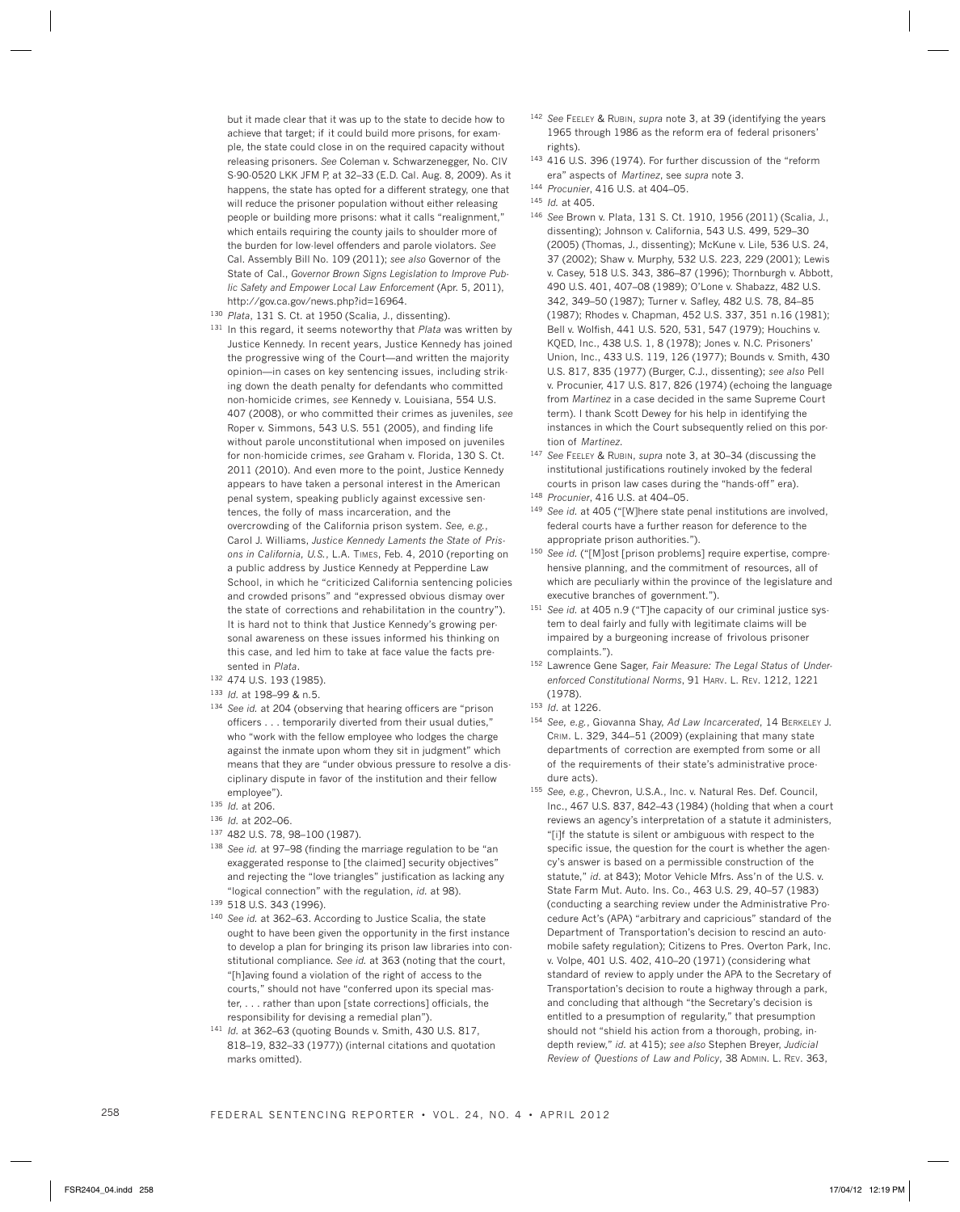but it made clear that it was up to the state to decide how to achieve that target; if it could build more prisons, for example, the state could close in on the required capacity without releasing prisoners. *See* Coleman v. Schwarzenegger, No. CIV S-90-0520 LKK JFM P, at 32–33 (E.D. Cal. Aug. 8, 2009). As it happens, the state has opted for a different strategy, one that will reduce the prisoner population without either releasing people or building more prisons: what it calls "realignment," which entails requiring the county jails to shoulder more of the burden for low-level offenders and parole violators. *See* Cal. Assembly Bill No. 109 (2011); *see also* Governor of the State of Cal., *Governor Brown Signs Legislation to Improve Public Safety and Empower Local Law Enforcement* (Apr. 5, 2011), http://gov.ca.gov/news.php?id=16964.

[130] *Plata*, 131 S. Ct. at 1950 (Scalia, J., dissenting).

[131] In this regard, it seems noteworthy that *Plata* was written by Justice Kennedy. In recent years, Justice Kennedy has joined the progressive wing of the Court—and written the majority opinion—in cases on key sentencing issues, including striking down the death penalty for defendants who committed non-homicide crimes, *see* Kennedy v. Louisiana, 554 U.S. 407 (2008), or who committed their crimes as juveniles, *see* Roper v. Simmons, 543 U.S. 551 (2005), and finding life without parole unconstitutional when imposed on juveniles for non-homicide crimes, *see* Graham v. Florida, 130 S. Ct. 2011 (2010). And even more to the point, Justice Kennedy appears to have taken a personal interest in the American penal system, speaking publicly against excessive sentences, the folly of mass incarceration, and the overcrowding of the California prison system. *See, e.g.*, Carol J. Williams, *Justice Kennedy Laments the State of Prisons in California, U.S.*, L.A. TIMES, Feb. 4, 2010 (reporting on a public address by Justice Kennedy at Pepperdine Law School, in which he "criticized California sentencing policies and crowded prisons" and "expressed obvious dismay over the state of corrections and rehabilitation in the country"). It is hard not to think that Justice Kennedy's growing personal awareness on these issues informed his thinking on this case, and led him to take at face value the facts presented in *Plata*.

[132] 474 U.S. 193 (1985).

[133] *Id.* at 198–99 & n.5.

[134] *See id.* at 204 (observing that hearing officers are "prison officers . . . temporarily diverted from their usual duties," who "work with the fellow employee who lodges the charge against the inmate upon whom they sit in judgment" which means that they are "under obvious pressure to resolve a disciplinary dispute in favor of the institution and their fellow employee").

[135] *Id.* at 206.

[136] *Id.* at 202–06.

[137] 482 U.S. 78, 98–100 (1987).

[138] *See id.* at 97–98 (finding the marriage regulation to be "an exaggerated response to [the claimed] security objectives" and rejecting the "love triangles" justification as lacking any "logical connection" with the regulation, *id.* at 98).

[139] 518 U.S. 343 (1996).

[140] *See id.* at 362–63. According to Justice Scalia, the state ought to have been given the opportunity in the first instance to develop a plan for bringing its prison law libraries into constitutional compliance. *See id.* at 363 (noting that the court, "[h]aving found a violation of the right of access to the courts," should not have "conferred upon its special master, . . . rather than upon [state corrections] officials, the responsibility for devising a remedial plan").

[141] *Id.* at 362–63 (quoting Bounds v. Smith, 430 U.S. 817, 818–19, 832–33 (1977)) (internal citations and quotation marks omitted).

[142] *See* FEELEY & RUBIN, *supra* note 3, at 39 (identifying the years 1965 through 1986 as the reform era of federal prisoners' rights).

[143] 416 U.S. 396 (1974). For further discussion of the "reform era" aspects of *Martinez*, see *supra* note 3.

[144] *Procunier*, 416 U.S. at 404–05.

[145] *Id.* at 405.

[146] *See* Brown v. Plata, 131 S. Ct. 1910, 1956 (2011) (Scalia, J., dissenting); Johnson v. California, 543 U.S. 499, 529–30 (2005) (Thomas, J., dissenting); McKune v. Lile, 536 U.S. 24, 37 (2002); Shaw v. Murphy, 532 U.S. 223, 229 (2001); Lewis v. Casey, 518 U.S. 343, 386–87 (1996); Thornburgh v. Abbott, 490 U.S. 401, 407–08 (1989); O'Lone v. Shabazz, 482 U.S. 342, 349–50 (1987); Turner v. Safley, 482 U.S. 78, 84–85 (1987); Rhodes v. Chapman, 452 U.S. 337, 351 n.16 (1981); Bell v. Wolfish, 441 U.S. 520, 531, 547 (1979); Houchins v. KQED, Inc., 438 U.S. 1, 8 (1978); Jones v. N.C. Prisoners' Union, Inc., 433 U.S. 119, 126 (1977); Bounds v. Smith, 430 U.S. 817, 835 (1977) (Burger, C.J., dissenting); *see also* Pell v. Procunier, 417 U.S. 817, 826 (1974) (echoing the language from *Martinez* in a case decided in the same Supreme Court term). I thank Scott Dewey for his help in identifying the instances in which the Court subsequently relied on this portion of *Martinez*.

[147] *See* FEELEY & RUBIN, *supra* note 3, at 30–34 (discussing the institutional justifications routinely invoked by the federal courts in prison law cases during the "hands-off" era).

[148] *Procunier*, 416 U.S. at 404–05.

[149] *See id.* at 405 ("[W]here state penal institutions are involved, federal courts have a further reason for deference to the appropriate prison authorities.").

[150] *See id.* ("[M]ost [prison problems] require expertise, comprehensive planning, and the commitment of resources, all of which are peculiarly within the province of the legislature and executive branches of government.").

[151] *See id.* at 405 n.9 ("[T]he capacity of our criminal justice system to deal fairly and fully with legitimate claims will be impaired by a burgeoning increase of frivolous prisoner complaints.").

[152] Lawrence Gene Sager, *Fair Measure: The Legal Status of Underenforced Constitutional Norms*, 91 HARV. L. REV. 1212, 1221 (1978).

[153] *Id.* at 1226.

[154] *See, e.g.*, Giovanna Shay, *Ad Law Incarcerated*, 14 BERKELEY J. CRIM. L. 329, 344–51 (2009) (explaining that many state departments of correction are exempted from some or all of the requirements of their state's administrative procedure acts).

[155] *See, e.g.*, Chevron, U.S.A., Inc. v. Natural Res. Def. Council, Inc., 467 U.S. 837, 842–43 (1984) (holding that when a court reviews an agency's interpretation of a statute it administers, "[i]f the statute is silent or ambiguous with respect to the specific issue, the question for the court is whether the agency's answer is based on a permissible construction of the statute," *id.* at 843); Motor Vehicle Mfrs. Ass'n of the U.S. v. State Farm Mut. Auto. Ins. Co., 463 U.S. 29, 40–57 (1983) (conducting a searching review under the Administrative Procedure Act's (APA) "arbitrary and capricious" standard of the Department of Transportation's decision to rescind an automobile safety regulation); Citizens to Pres. Overton Park, Inc. v. Volpe, 401 U.S. 402, 410–20 (1971) (considering what standard of review to apply under the APA to the Secretary of Transportation's decision to route a highway through a park, and concluding that although "the Secretary's decision is entitled to a presumption of regularity," that presumption should not "shield his action from a thorough, probing, in-depth review," *id.* at 415); *see also* Stephen Breyer, *Judicial Review of Questions of Law and Policy*, 38 ADMIN. L. REV. 363,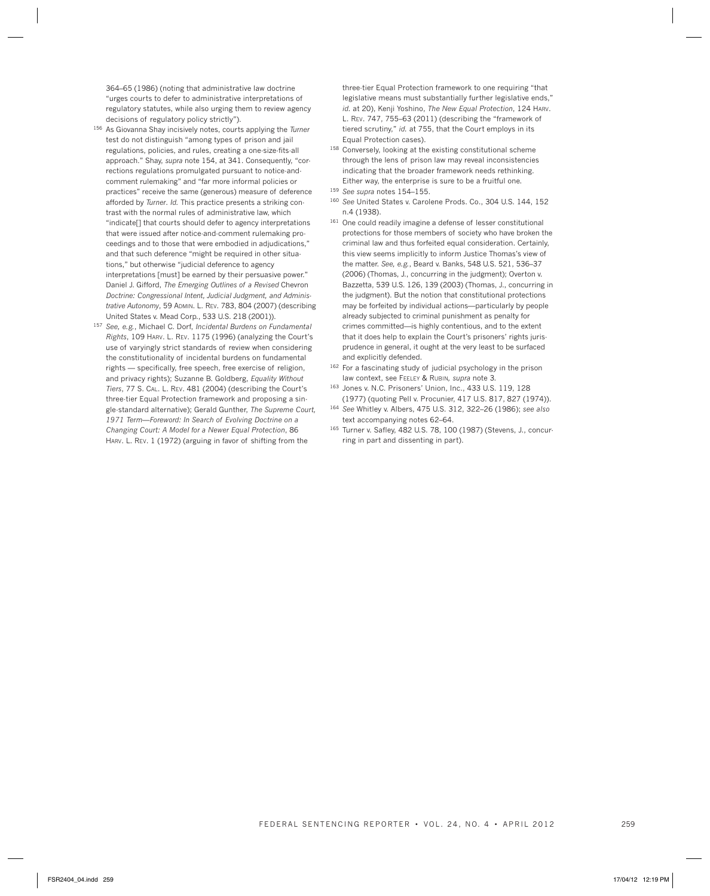364–65 (1986) (noting that administrative law doctrine "urges courts to defer to administrative interpretations of regulatory statutes, while also urging them to review agency decisions of regulatory policy strictly").

[156] As Giovanna Shay incisively notes, courts applying the *Turner* test do not distinguish "among types of prison and jail regulations, policies, and rules, creating a one-size-fits-all approach." Shay, *supra* note 154, at 341. Consequently, "corrections regulations promulgated pursuant to notice-and-comment rulemaking" and "far more informal policies or practices" receive the same (generous) measure of deference afforded by *Turner*. *Id.* This practice presents a striking contrast with the normal rules of administrative law, which "indicate[] that courts should defer to agency interpretations that were issued after notice-and-comment rulemaking proceedings and to those that were embodied in adjudications," and that such deference "might be required in other situations," but otherwise "judicial deference to agency interpretations [must] be earned by their persuasive power." Daniel J. Gifford, *The Emerging Outlines of a Revised* Chevron *Doctrine: Congressional Intent, Judicial Judgment, and Administrative Autonomy*, 59 Admin. L. Rev. 783, 804 (2007) (describing United States v. Mead Corp., 533 U.S. 218 (2001)).

[157] *See, e.g.*, Michael C. Dorf, *Incidental Burdens on Fundamental Rights*, 109 Harv. L. Rev. 1175 (1996) (analyzing the Court's use of varyingly strict standards of review when considering the constitutionality of incidental burdens on fundamental rights — specifically, free speech, free exercise of religion, and privacy rights); Suzanne B. Goldberg, *Equality Without Tiers*, 77 S. Cal. L. Rev. 481 (2004) (describing the Court's three-tier Equal Protection framework and proposing a single-standard alternative); Gerald Gunther, *The Supreme Court, 1971 Term—Foreword: In Search of Evolving Doctrine on a Changing Court: A Model for a Newer Equal Protection*, 86 Harv. L. Rev. 1 (1972) (arguing in favor of shifting from the three-tier Equal Protection framework to one requiring "that legislative means must substantially further legislative ends," *id.* at 20), Kenji Yoshino, *The New Equal Protection*, 124 Harv. L. Rev. 747, 755–63 (2011) (describing the "framework of tiered scrutiny," *id.* at 755, that the Court employs in its Equal Protection cases).

[158] Conversely, looking at the existing constitutional scheme through the lens of prison law may reveal inconsistencies indicating that the broader framework needs rethinking. Either way, the enterprise is sure to be a fruitful one.

[159] *See supra* notes 154–155.

[160] *See* United States v. Carolene Prods. Co., 304 U.S. 144, 152 n.4 (1938).

[161] One could readily imagine a defense of lesser constitutional protections for those members of society who have broken the criminal law and thus forfeited equal consideration. Certainly, this view seems implicitly to inform Justice Thomas's view of the matter. *See, e.g.*, Beard v. Banks, 548 U.S. 521, 536–37 (2006) (Thomas, J., concurring in the judgment); Overton v. Bazzetta, 539 U.S. 126, 139 (2003) (Thomas, J., concurring in the judgment). But the notion that constitutional protections may be forfeited by individual actions—particularly by people already subjected to criminal punishment as penalty for crimes committed—is highly contentious, and to the extent that it does help to explain the Court's prisoners' rights jurisprudence in general, it ought at the very least to be surfaced and explicitly defended.

[162] For a fascinating study of judicial psychology in the prison law context, see Feeley & Rubin, *supra* note 3.

[163] Jones v. N.C. Prisoners' Union, Inc., 433 U.S. 119, 128 (1977) (quoting Pell v. Procunier, 417 U.S. 817, 827 (1974)).

[164] *See* Whitley v. Albers, 475 U.S. 312, 322–26 (1986); *see also* text accompanying notes 62–64.

[165] Turner v. Safley, 482 U.S. 78, 100 (1987) (Stevens, J., concurring in part and dissenting in part).